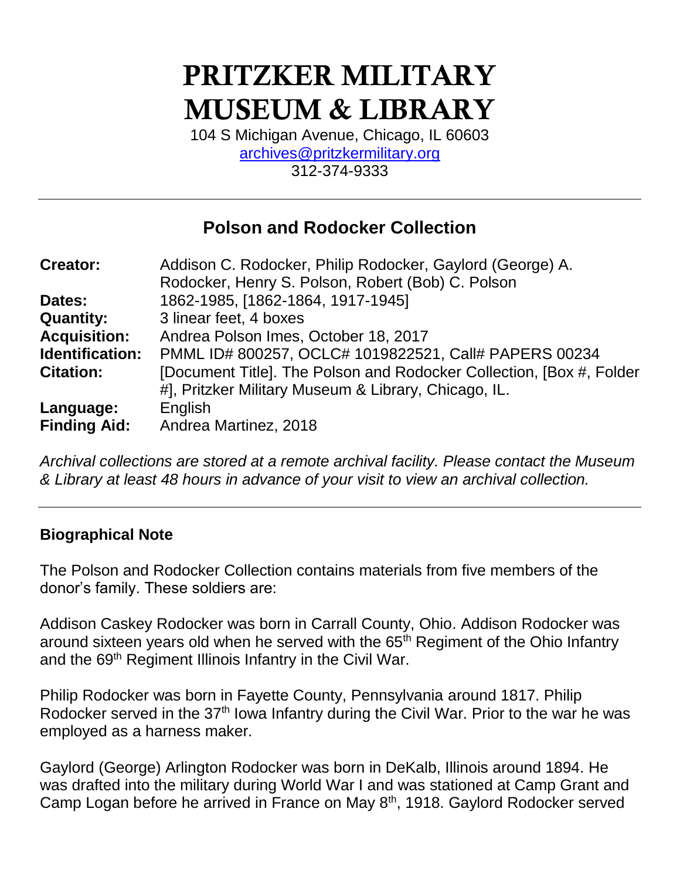# PRITZKER MILITARY MUSEUM & LIBRARY

104 S Michigan Avenue, Chicago, IL 60603
archives@pritzkermilitary.org
312-374-9333

---

## Polson and Rodocker Collection

| | |
|---|---|
| **Creator:** | Addison C. Rodocker, Philip Rodocker, Gaylord (George) A. Rodocker, Henry S. Polson, Robert (Bob) C. Polson |
| **Dates:** | 1862-1985, [1862-1864, 1917-1945] |
| **Quantity:** | 3 linear feet, 4 boxes |
| **Acquisition:** | Andrea Polson Imes, October 18, 2017 |
| **Identification:** | PMML ID# 800257, OCLC# 1019822521, Call# PAPERS 00234 |
| **Citation:** | [Document Title]. The Polson and Rodocker Collection, [Box #, Folder #], Pritzker Military Museum & Library, Chicago, IL. |
| **Language:** | English |
| **Finding Aid:** | Andrea Martinez, 2018 |

*Archival collections are stored at a remote archival facility. Please contact the Museum & Library at least 48 hours in advance of your visit to view an archival collection.*

---

### Biographical Note

The Polson and Rodocker Collection contains materials from five members of the donor's family. These soldiers are:

Addison Caskey Rodocker was born in Carrall County, Ohio. Addison Rodocker was around sixteen years old when he served with the 65th Regiment of the Ohio Infantry and the 69th Regiment Illinois Infantry in the Civil War.

Philip Rodocker was born in Fayette County, Pennsylvania around 1817. Philip Rodocker served in the 37th Iowa Infantry during the Civil War. Prior to the war he was employed as a harness maker.

Gaylord (George) Arlington Rodocker was born in DeKalb, Illinois around 1894. He was drafted into the military during World War I and was stationed at Camp Grant and Camp Logan before he arrived in France on May 8th, 1918. Gaylord Rodocker served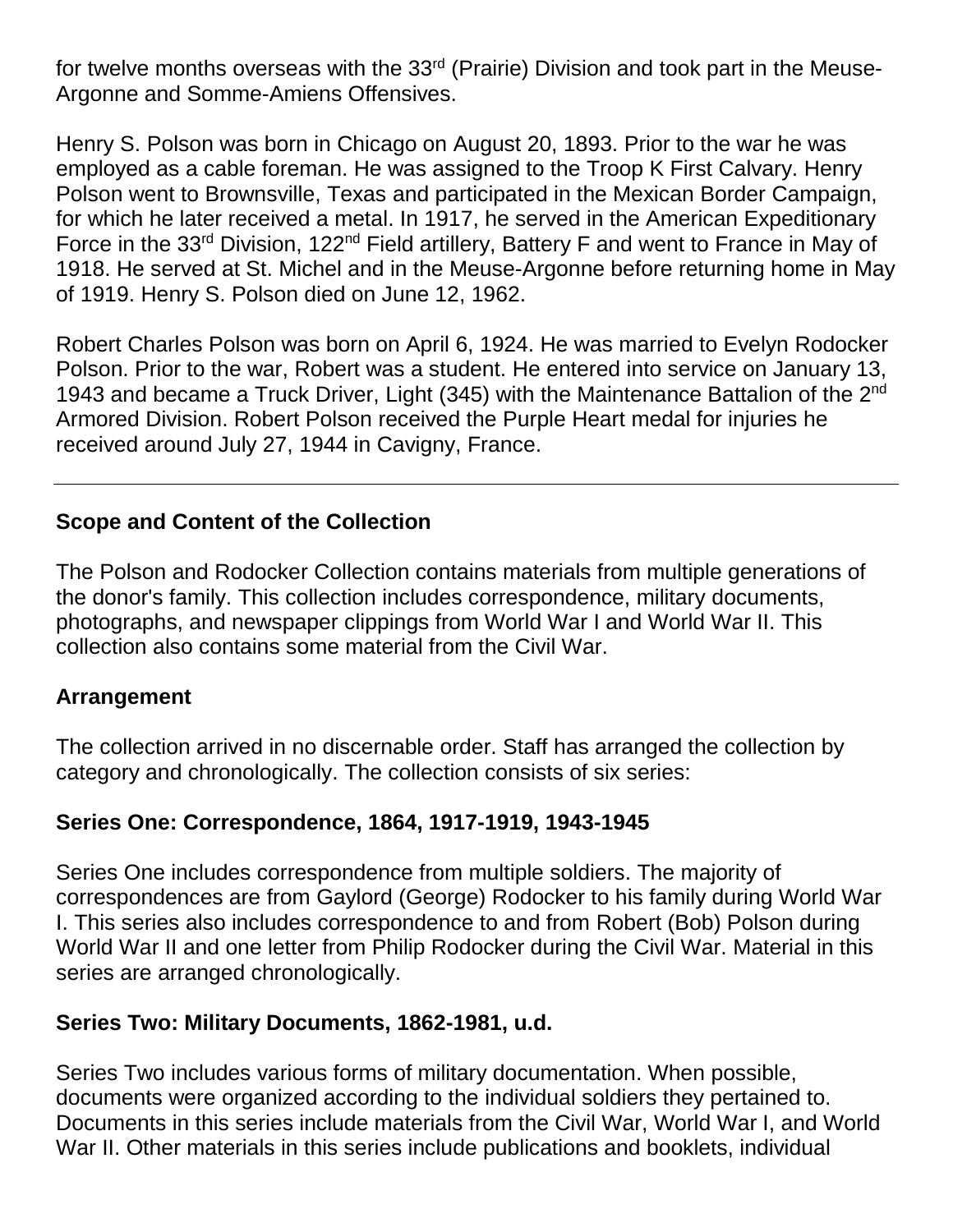for twelve months overseas with the 33rd (Prairie) Division and took part in the Meuse-Argonne and Somme-Amiens Offensives.

Henry S. Polson was born in Chicago on August 20, 1893. Prior to the war he was employed as a cable foreman. He was assigned to the Troop K First Calvary. Henry Polson went to Brownsville, Texas and participated in the Mexican Border Campaign, for which he later received a metal. In 1917, he served in the American Expeditionary Force in the 33rd Division, 122nd Field artillery, Battery F and went to France in May of 1918. He served at St. Michel and in the Meuse-Argonne before returning home in May of 1919. Henry S. Polson died on June 12, 1962.

Robert Charles Polson was born on April 6, 1924. He was married to Evelyn Rodocker Polson. Prior to the war, Robert was a student. He entered into service on January 13, 1943 and became a Truck Driver, Light (345) with the Maintenance Battalion of the 2nd Armored Division. Robert Polson received the Purple Heart medal for injuries he received around July 27, 1944 in Cavigny, France.

---

## Scope and Content of the Collection

The Polson and Rodocker Collection contains materials from multiple generations of the donor's family. This collection includes correspondence, military documents, photographs, and newspaper clippings from World War I and World War II. This collection also contains some material from the Civil War.

## Arrangement

The collection arrived in no discernable order. Staff has arranged the collection by category and chronologically. The collection consists of six series:

### Series One: Correspondence, 1864, 1917-1919, 1943-1945

Series One includes correspondence from multiple soldiers. The majority of correspondences are from Gaylord (George) Rodocker to his family during World War I. This series also includes correspondence to and from Robert (Bob) Polson during World War II and one letter from Philip Rodocker during the Civil War. Material in this series are arranged chronologically.

### Series Two: Military Documents, 1862-1981, u.d.

Series Two includes various forms of military documentation. When possible, documents were organized according to the individual soldiers they pertained to. Documents in this series include materials from the Civil War, World War I, and World War II. Other materials in this series include publications and booklets, individual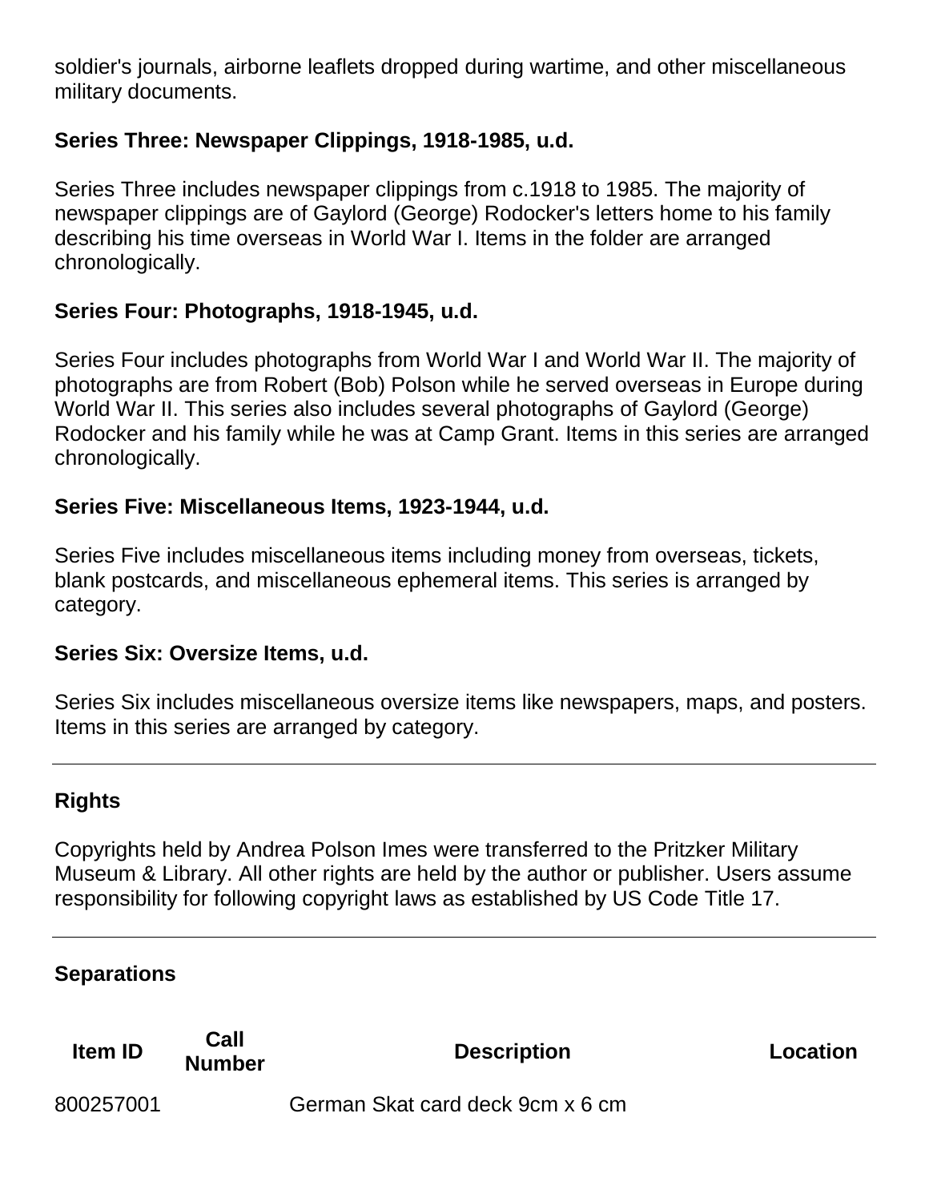soldier's journals, airborne leaflets dropped during wartime, and other miscellaneous military documents.

**Series Three: Newspaper Clippings, 1918-1985, u.d.**

Series Three includes newspaper clippings from c.1918 to 1985. The majority of newspaper clippings are of Gaylord (George) Rodocker's letters home to his family describing his time overseas in World War I. Items in the folder are arranged chronologically.

**Series Four: Photographs, 1918-1945, u.d.**

Series Four includes photographs from World War I and World War II. The majority of photographs are from Robert (Bob) Polson while he served overseas in Europe during World War II. This series also includes several photographs of Gaylord (George) Rodocker and his family while he was at Camp Grant. Items in this series are arranged chronologically.

**Series Five: Miscellaneous Items, 1923-1944, u.d.**

Series Five includes miscellaneous items including money from overseas, tickets, blank postcards, and miscellaneous ephemeral items. This series is arranged by category.

**Series Six: Oversize Items, u.d.**

Series Six includes miscellaneous oversize items like newspapers, maps, and posters. Items in this series are arranged by category.

---

## Rights

Copyrights held by Andrea Polson Imes were transferred to the Pritzker Military Museum & Library. All other rights are held by the author or publisher. Users assume responsibility for following copyright laws as established by US Code Title 17.

---

## Separations

| Item ID | Call Number | Description | Location |
|---|---|---|---|
| 800257001 | | German Skat card deck 9cm x 6 cm | |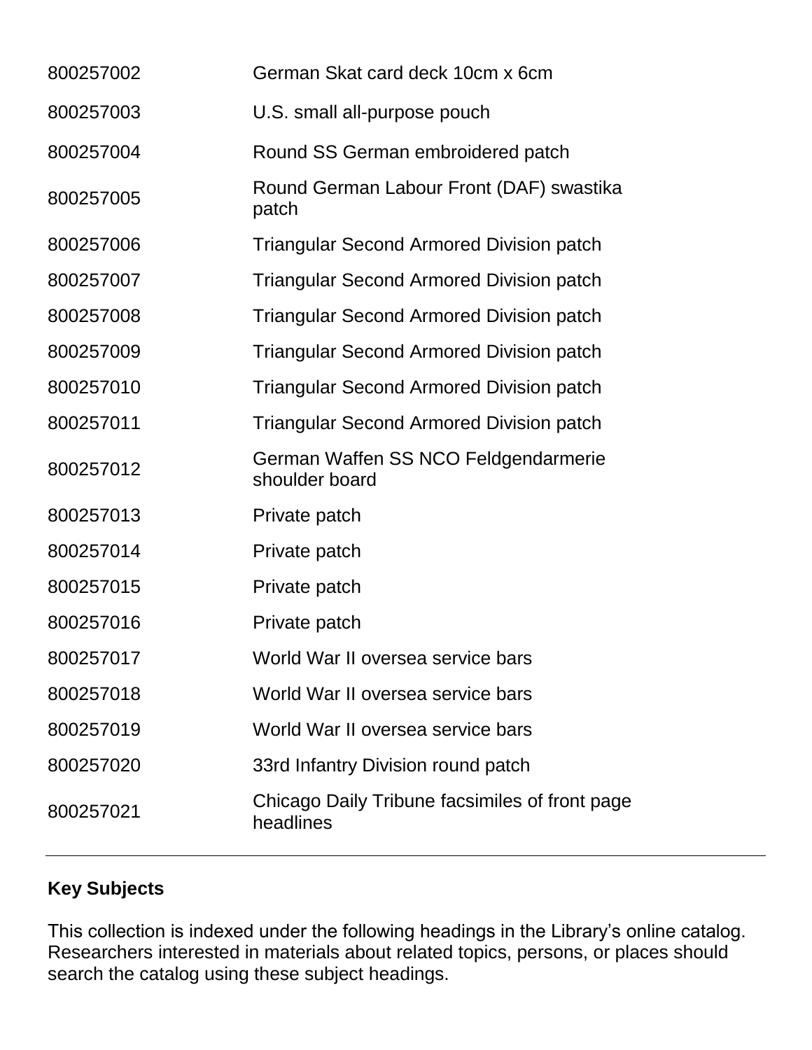| | |
|---|---|
| 800257002 | German Skat card deck 10cm x 6cm |
| 800257003 | U.S. small all-purpose pouch |
| 800257004 | Round SS German embroidered patch |
| 800257005 | Round German Labour Front (DAF) swastika patch |
| 800257006 | Triangular Second Armored Division patch |
| 800257007 | Triangular Second Armored Division patch |
| 800257008 | Triangular Second Armored Division patch |
| 800257009 | Triangular Second Armored Division patch |
| 800257010 | Triangular Second Armored Division patch |
| 800257011 | Triangular Second Armored Division patch |
| 800257012 | German Waffen SS NCO Feldgendarmerie shoulder board |
| 800257013 | Private patch |
| 800257014 | Private patch |
| 800257015 | Private patch |
| 800257016 | Private patch |
| 800257017 | World War II oversea service bars |
| 800257018 | World War II oversea service bars |
| 800257019 | World War II oversea service bars |
| 800257020 | 33rd Infantry Division round patch |
| 800257021 | Chicago Daily Tribune facsimiles of front page headlines |

## Key Subjects

This collection is indexed under the following headings in the Library's online catalog. Researchers interested in materials about related topics, persons, or places should search the catalog using these subject headings.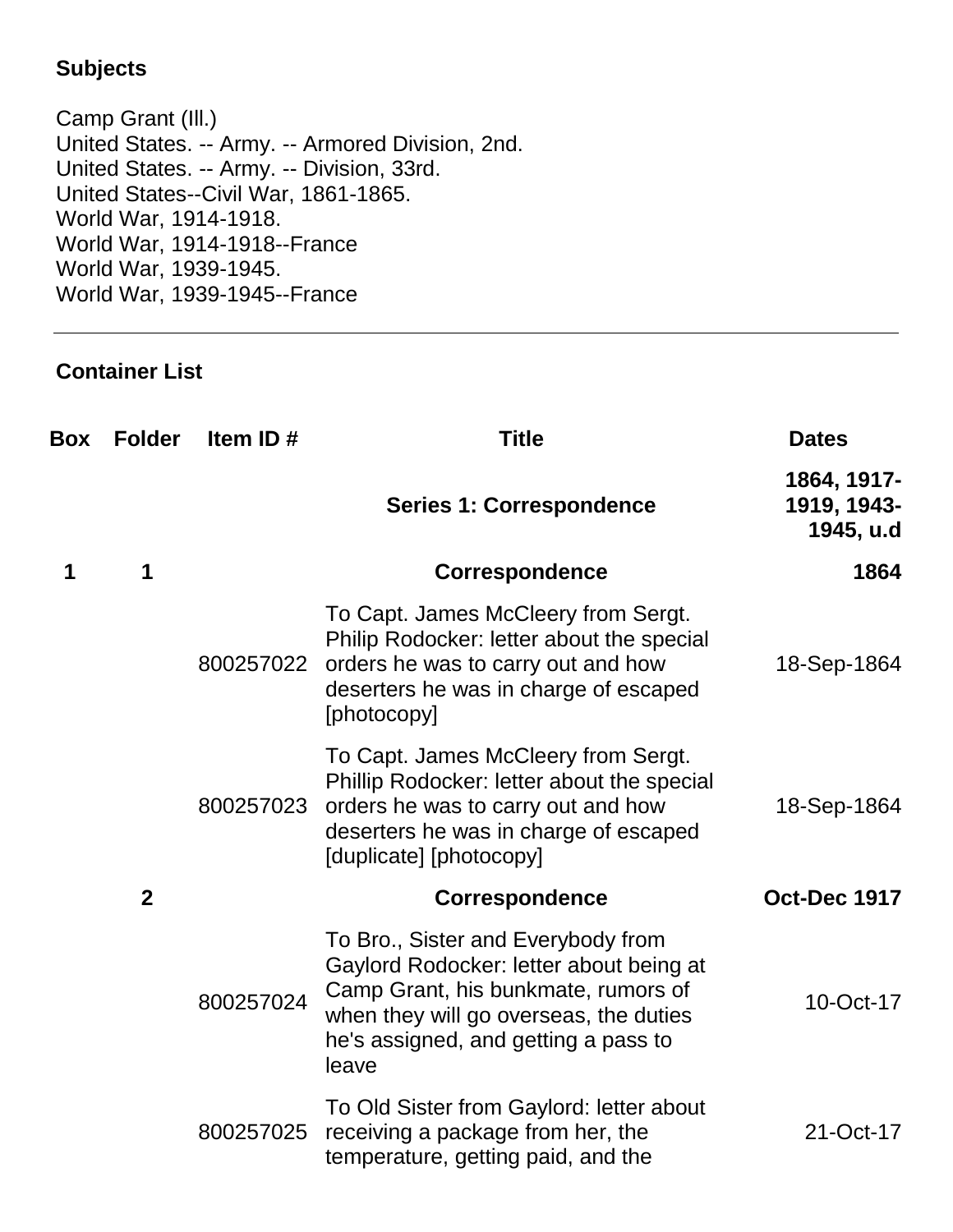**Subjects**

Camp Grant (Ill.)
United States. -- Army. -- Armored Division, 2nd.
United States. -- Army. -- Division, 33rd.
United States--Civil War, 1861-1865.
World War, 1914-1918.
World War, 1914-1918--France
World War, 1939-1945.
World War, 1939-1945--France

---

**Container List**

| Box | Folder | Item ID # | Title | Dates |
|---|---|---|---|---|
| | | | **Series 1: Correspondence** | **1864, 1917-1919, 1943-1945, u.d** |
| **1** | **1** | | **Correspondence** | **1864** |
| | | 800257022 | To Capt. James McCleery from Sergt. Philip Rodocker: letter about the special orders he was to carry out and how deserters he was in charge of escaped [photocopy] | 18-Sep-1864 |
| | | 800257023 | To Capt. James McCleery from Sergt. Phillip Rodocker: letter about the special orders he was to carry out and how deserters he was in charge of escaped [duplicate] [photocopy] | 18-Sep-1864 |
| | **2** | | **Correspondence** | **Oct-Dec 1917** |
| | | 800257024 | To Bro., Sister and Everybody from Gaylord Rodocker: letter about being at Camp Grant, his bunkmate, rumors of when they will go overseas, the duties he's assigned, and getting a pass to leave | 10-Oct-17 |
| | | 800257025 | To Old Sister from Gaylord: letter about receiving a package from her, the temperature, getting paid, and the | 21-Oct-17 |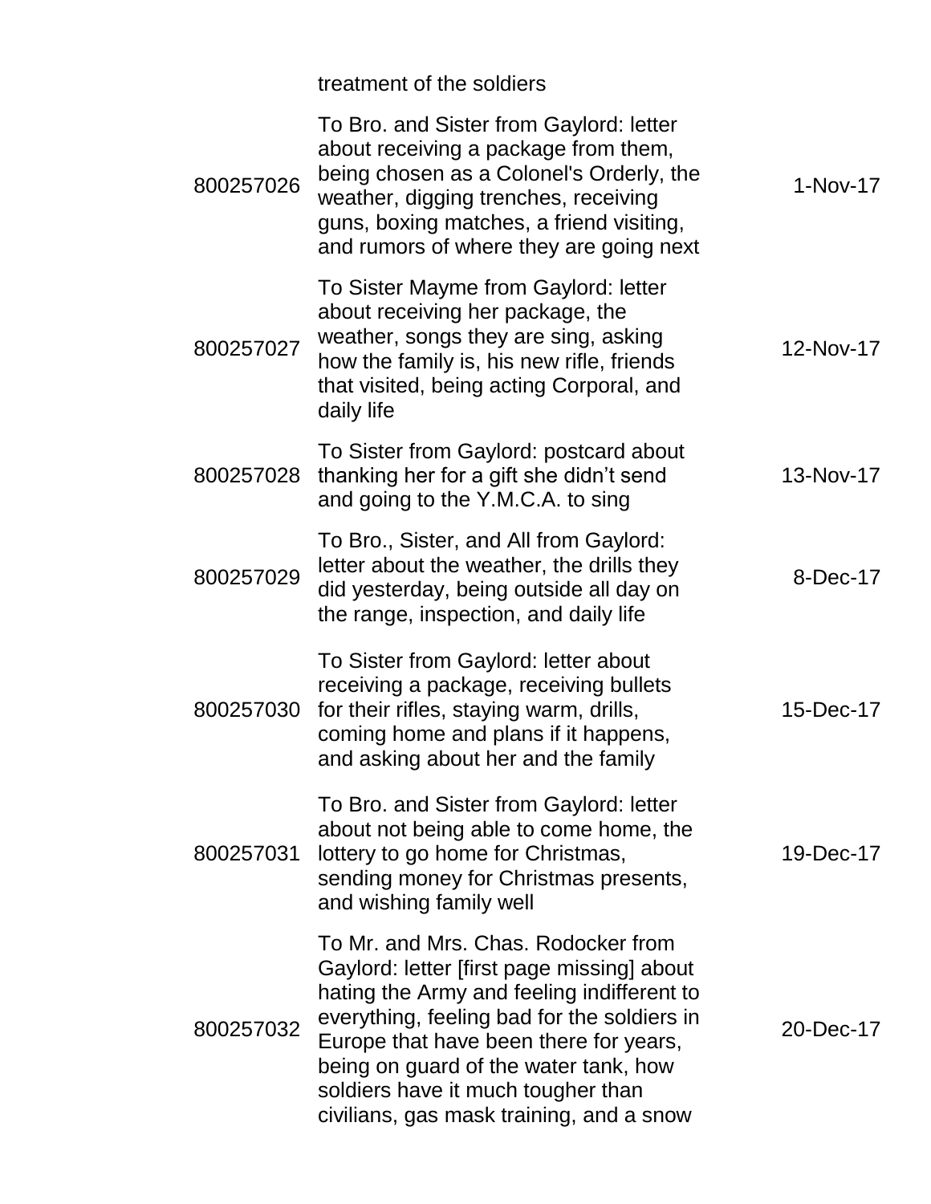| | treatment of the soldiers | |
|---|---|---|
| 800257026 | To Bro. and Sister from Gaylord: letter about receiving a package from them, being chosen as a Colonel's Orderly, the weather, digging trenches, receiving guns, boxing matches, a friend visiting, and rumors of where they are going next | 1-Nov-17 |
| 800257027 | To Sister Mayme from Gaylord: letter about receiving her package, the weather, songs they are sing, asking how the family is, his new rifle, friends that visited, being acting Corporal, and daily life | 12-Nov-17 |
| 800257028 | To Sister from Gaylord: postcard about thanking her for a gift she didn't send and going to the Y.M.C.A. to sing | 13-Nov-17 |
| 800257029 | To Bro., Sister, and All from Gaylord: letter about the weather, the drills they did yesterday, being outside all day on the range, inspection, and daily life | 8-Dec-17 |
| 800257030 | To Sister from Gaylord: letter about receiving a package, receiving bullets for their rifles, staying warm, drills, coming home and plans if it happens, and asking about her and the family | 15-Dec-17 |
| 800257031 | To Bro. and Sister from Gaylord: letter about not being able to come home, the lottery to go home for Christmas, sending money for Christmas presents, and wishing family well | 19-Dec-17 |
| 800257032 | To Mr. and Mrs. Chas. Rodocker from Gaylord: letter [first page missing] about hating the Army and feeling indifferent to everything, feeling bad for the soldiers in Europe that have been there for years, being on guard of the water tank, how soldiers have it much tougher than civilians, gas mask training, and a snow | 20-Dec-17 |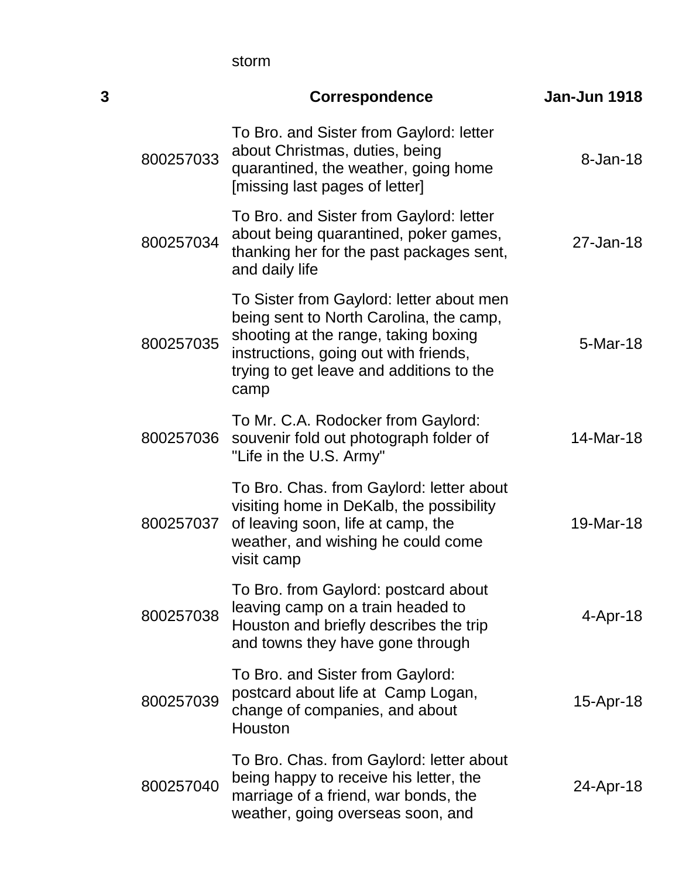storm

| 3 | | Correspondence | Jan-Jun 1918 |
|---|---|---|---|
| | 800257033 | To Bro. and Sister from Gaylord: letter about Christmas, duties, being quarantined, the weather, going home [missing last pages of letter] | 8-Jan-18 |
| | 800257034 | To Bro. and Sister from Gaylord: letter about being quarantined, poker games, thanking her for the past packages sent, and daily life | 27-Jan-18 |
| | 800257035 | To Sister from Gaylord: letter about men being sent to North Carolina, the camp, shooting at the range, taking boxing instructions, going out with friends, trying to get leave and additions to the camp | 5-Mar-18 |
| | 800257036 | To Mr. C.A. Rodocker from Gaylord: souvenir fold out photograph folder of "Life in the U.S. Army" | 14-Mar-18 |
| | 800257037 | To Bro. Chas. from Gaylord: letter about visiting home in DeKalb, the possibility of leaving soon, life at camp, the weather, and wishing he could come visit camp | 19-Mar-18 |
| | 800257038 | To Bro. from Gaylord: postcard about leaving camp on a train headed to Houston and briefly describes the trip and towns they have gone through | 4-Apr-18 |
| | 800257039 | To Bro. and Sister from Gaylord: postcard about life at Camp Logan, change of companies, and about Houston | 15-Apr-18 |
| | 800257040 | To Bro. Chas. from Gaylord: letter about being happy to receive his letter, the marriage of a friend, war bonds, the weather, going overseas soon, and | 24-Apr-18 |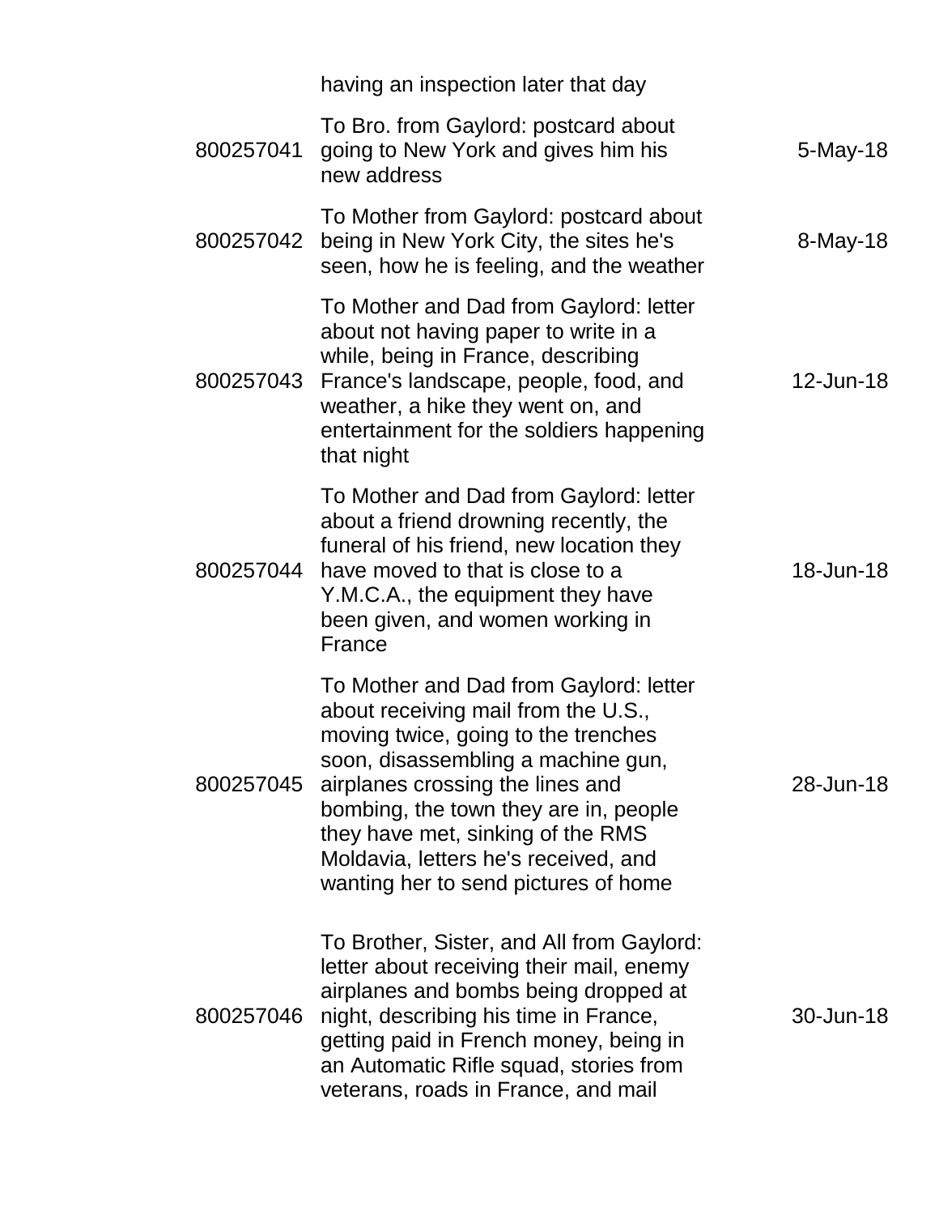| | | |
|---|---|---|
| | having an inspection later that day | |
| 800257041 | To Bro. from Gaylord: postcard about going to New York and gives him his new address | 5-May-18 |
| 800257042 | To Mother from Gaylord: postcard about being in New York City, the sites he's seen, how he is feeling, and the weather | 8-May-18 |
| 800257043 | To Mother and Dad from Gaylord: letter about not having paper to write in a while, being in France, describing France's landscape, people, food, and weather, a hike they went on, and entertainment for the soldiers happening that night | 12-Jun-18 |
| 800257044 | To Mother and Dad from Gaylord: letter about a friend drowning recently, the funeral of his friend, new location they have moved to that is close to a Y.M.C.A., the equipment they have been given, and women working in France | 18-Jun-18 |
| 800257045 | To Mother and Dad from Gaylord: letter about receiving mail from the U.S., moving twice, going to the trenches soon, disassembling a machine gun, airplanes crossing the lines and bombing, the town they are in, people they have met, sinking of the RMS Moldavia, letters he's received, and wanting her to send pictures of home | 28-Jun-18 |
| 800257046 | To Brother, Sister, and All from Gaylord: letter about receiving their mail, enemy airplanes and bombs being dropped at night, describing his time in France, getting paid in French money, being in an Automatic Rifle squad, stories from veterans, roads in France, and mail | 30-Jun-18 |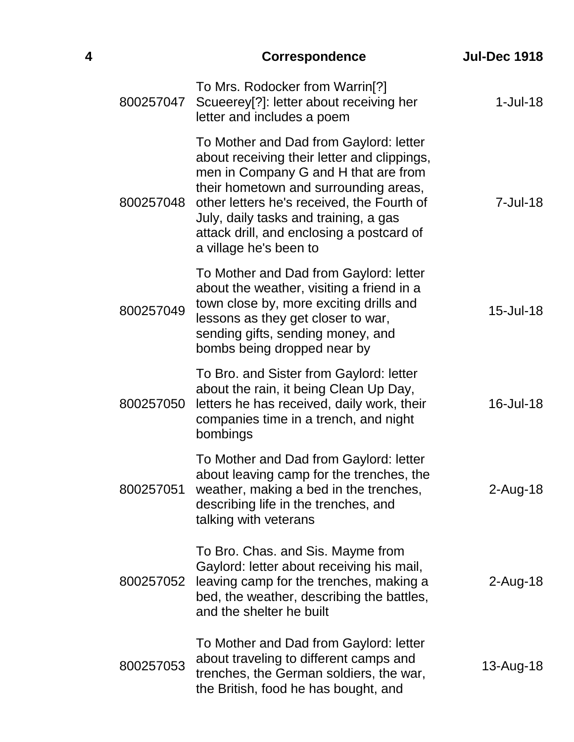## Correspondence

**Jul-Dec 1918**

| | | |
|---|---|---|
| 800257047 | To Mrs. Rodocker from Warrin[?] Scueerey[?]: letter about receiving her letter and includes a poem | 1-Jul-18 |
| 800257048 | To Mother and Dad from Gaylord: letter about receiving their letter and clippings, men in Company G and H that are from their hometown and surrounding areas, other letters he's received, the Fourth of July, daily tasks and training, a gas attack drill, and enclosing a postcard of a village he's been to | 7-Jul-18 |
| 800257049 | To Mother and Dad from Gaylord: letter about the weather, visiting a friend in a town close by, more exciting drills and lessons as they get closer to war, sending gifts, sending money, and bombs being dropped near by | 15-Jul-18 |
| 800257050 | To Bro. and Sister from Gaylord: letter about the rain, it being Clean Up Day, letters he has received, daily work, their companies time in a trench, and night bombings | 16-Jul-18 |
| 800257051 | To Mother and Dad from Gaylord: letter about leaving camp for the trenches, the weather, making a bed in the trenches, describing life in the trenches, and talking with veterans | 2-Aug-18 |
| 800257052 | To Bro. Chas. and Sis. Mayme from Gaylord: letter about receiving his mail, leaving camp for the trenches, making a bed, the weather, describing the battles, and the shelter he built | 2-Aug-18 |
| 800257053 | To Mother and Dad from Gaylord: letter about traveling to different camps and trenches, the German soldiers, the war, the British, food he has bought, and | 13-Aug-18 |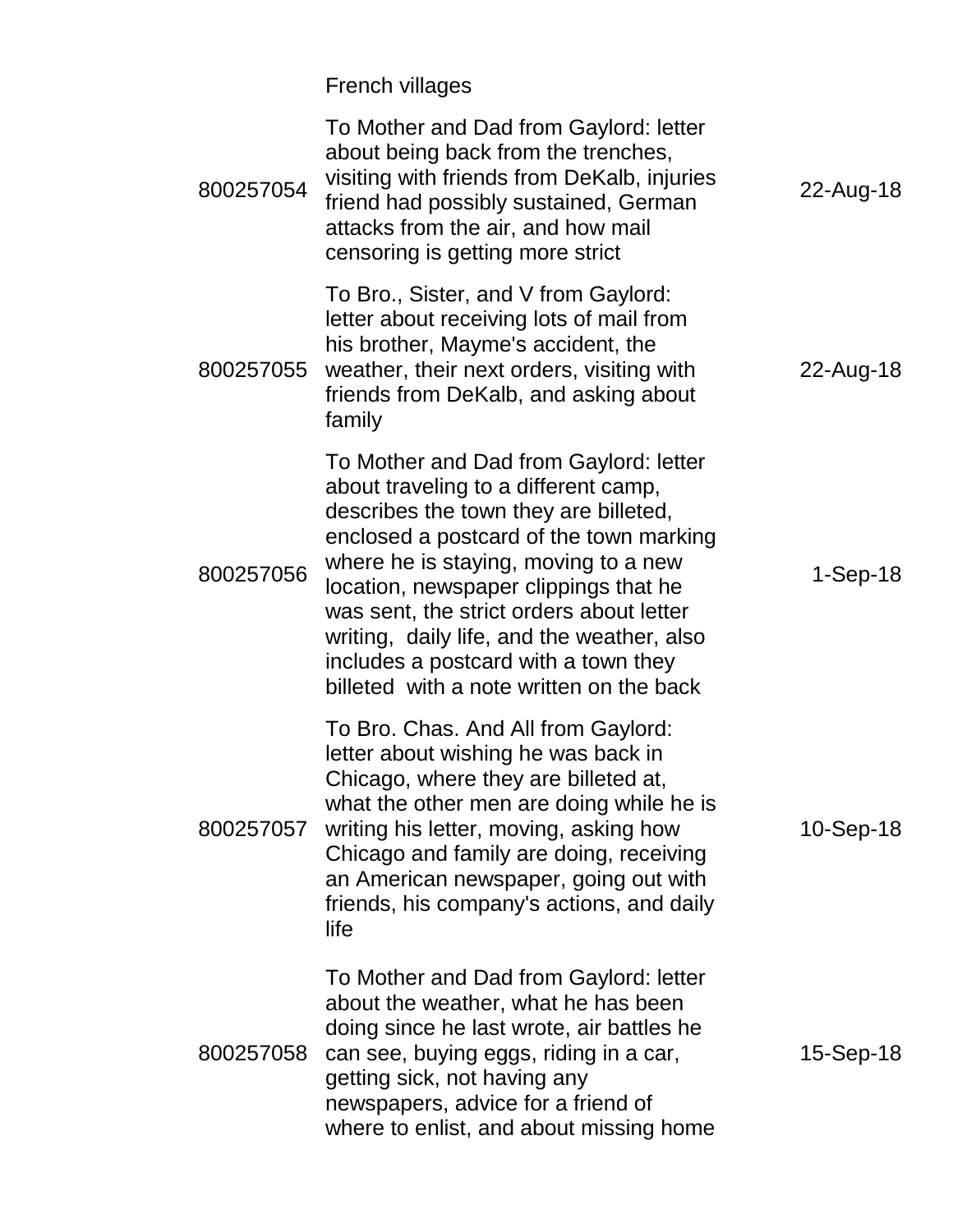| | French villages | |
|---|---|---|
| 800257054 | To Mother and Dad from Gaylord: letter about being back from the trenches, visiting with friends from DeKalb, injuries friend had possibly sustained, German attacks from the air, and how mail censoring is getting more strict | 22-Aug-18 |
| 800257055 | To Bro., Sister, and V from Gaylord: letter about receiving lots of mail from his brother, Mayme's accident, the weather, their next orders, visiting with friends from DeKalb, and asking about family | 22-Aug-18 |
| 800257056 | To Mother and Dad from Gaylord: letter about traveling to a different camp, describes the town they are billeted, enclosed a postcard of the town marking where he is staying, moving to a new location, newspaper clippings that he was sent, the strict orders about letter writing, daily life, and the weather, also includes a postcard with a town they billeted with a note written on the back | 1-Sep-18 |
| 800257057 | To Bro. Chas. And All from Gaylord: letter about wishing he was back in Chicago, where they are billeted at, what the other men are doing while he is writing his letter, moving, asking how Chicago and family are doing, receiving an American newspaper, going out with friends, his company's actions, and daily life | 10-Sep-18 |
| 800257058 | To Mother and Dad from Gaylord: letter about the weather, what he has been doing since he last wrote, air battles he can see, buying eggs, riding in a car, getting sick, not having any newspapers, advice for a friend of where to enlist, and about missing home | 15-Sep-18 |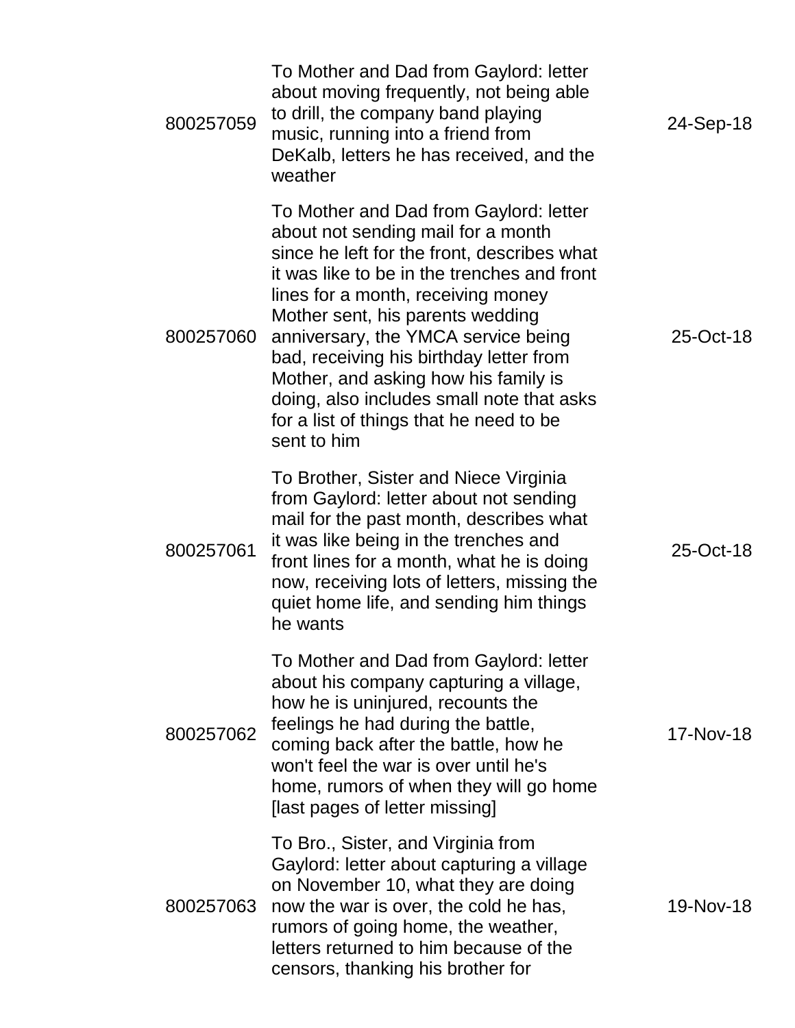| | | |
|---|---|---|
| 800257059 | To Mother and Dad from Gaylord: letter about moving frequently, not being able to drill, the company band playing music, running into a friend from DeKalb, letters he has received, and the weather | 24-Sep-18 |
| 800257060 | To Mother and Dad from Gaylord: letter about not sending mail for a month since he left for the front, describes what it was like to be in the trenches and front lines for a month, receiving money Mother sent, his parents wedding anniversary, the YMCA service being bad, receiving his birthday letter from Mother, and asking how his family is doing, also includes small note that asks for a list of things that he need to be sent to him | 25-Oct-18 |
| 800257061 | To Brother, Sister and Niece Virginia from Gaylord: letter about not sending mail for the past month, describes what it was like being in the trenches and front lines for a month, what he is doing now, receiving lots of letters, missing the quiet home life, and sending him things he wants | 25-Oct-18 |
| 800257062 | To Mother and Dad from Gaylord: letter about his company capturing a village, how he is uninjured, recounts the feelings he had during the battle, coming back after the battle, how he won't feel the war is over until he's home, rumors of when they will go home [last pages of letter missing] | 17-Nov-18 |
| 800257063 | To Bro., Sister, and Virginia from Gaylord: letter about capturing a village on November 10, what they are doing now the war is over, the cold he has, rumors of going home, the weather, letters returned to him because of the censors, thanking his brother for | 19-Nov-18 |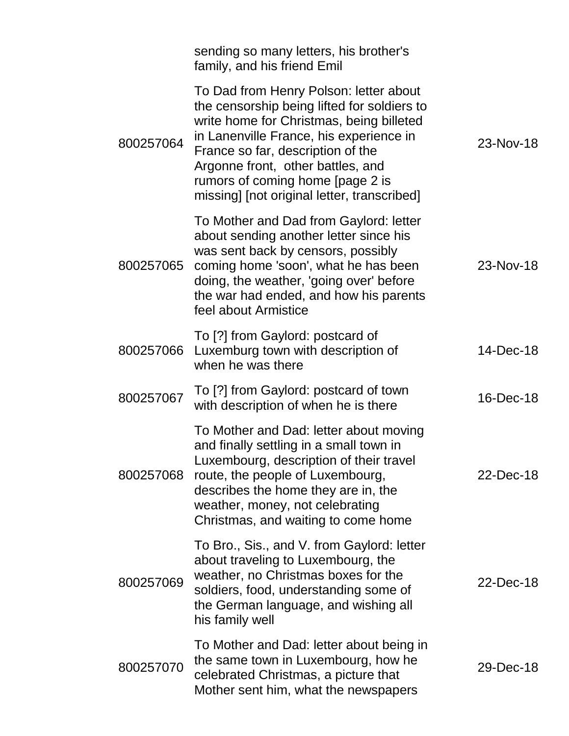|  | sending so many letters, his brother's family, and his friend Emil |  |
| --- | --- | --- |
| 800257064 | To Dad from Henry Polson: letter about the censorship being lifted for soldiers to write home for Christmas, being billeted in Lanenville France, his experience in France so far, description of the Argonne front, other battles, and rumors of coming home [page 2 is missing] [not original letter, transcribed] | 23-Nov-18 |
| 800257065 | To Mother and Dad from Gaylord: letter about sending another letter since his was sent back by censors, possibly coming home 'soon', what he has been doing, the weather, 'going over' before the war had ended, and how his parents feel about Armistice | 23-Nov-18 |
| 800257066 | To [?] from Gaylord: postcard of Luxemburg town with description of when he was there | 14-Dec-18 |
| 800257067 | To [?] from Gaylord: postcard of town with description of when he is there | 16-Dec-18 |
| 800257068 | To Mother and Dad: letter about moving and finally settling in a small town in Luxembourg, description of their travel route, the people of Luxembourg, describes the home they are in, the weather, money, not celebrating Christmas, and waiting to come home | 22-Dec-18 |
| 800257069 | To Bro., Sis., and V. from Gaylord: letter about traveling to Luxembourg, the weather, no Christmas boxes for the soldiers, food, understanding some of the German language, and wishing all his family well | 22-Dec-18 |
| 800257070 | To Mother and Dad: letter about being in the same town in Luxembourg, how he celebrated Christmas, a picture that Mother sent him, what the newspapers | 29-Dec-18 |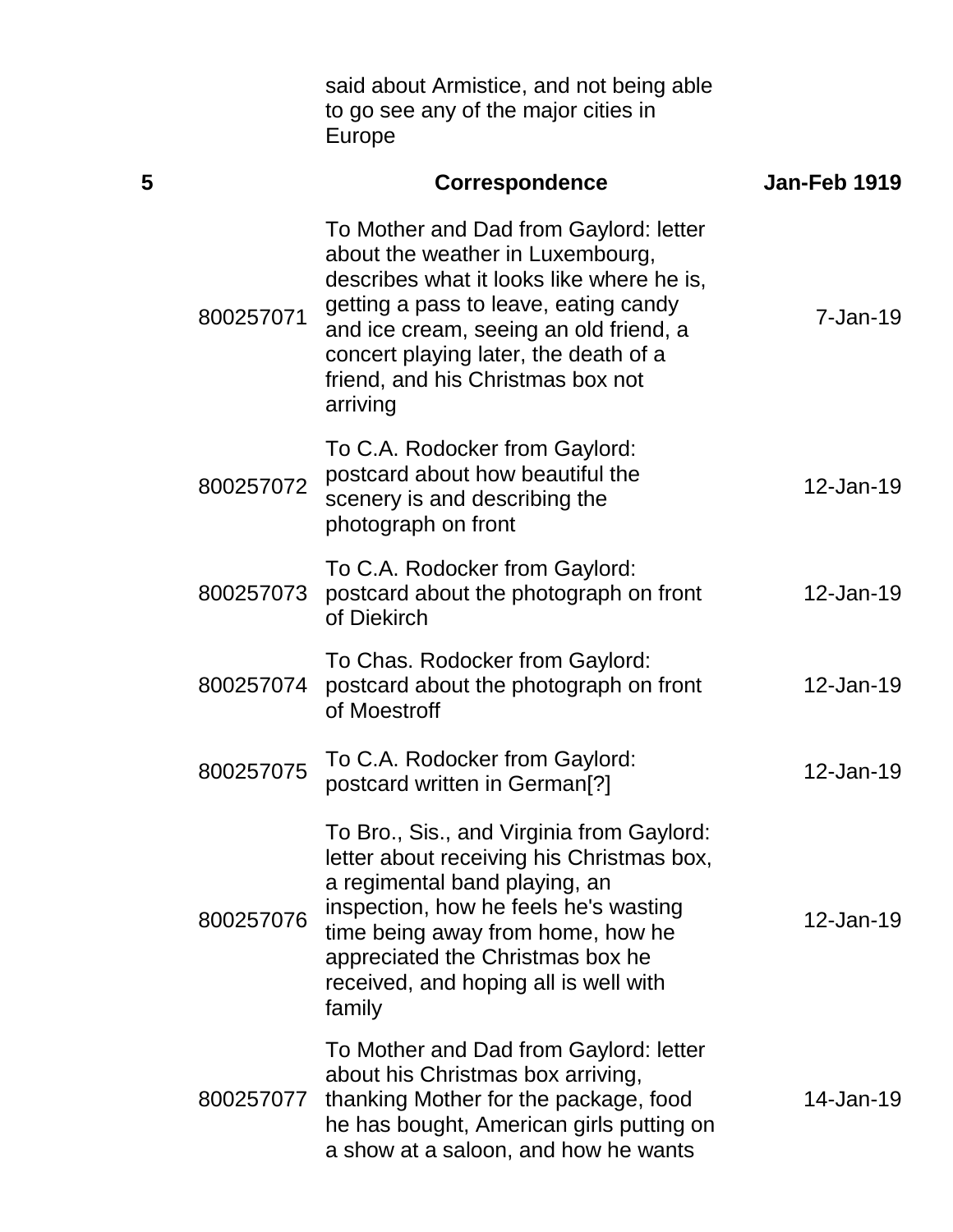| | | | |
|---|---|---|---|
| | | said about Armistice, and not being able to go see any of the major cities in Europe | |
| **5** | | **Correspondence** | **Jan-Feb 1919** |
| | 800257071 | To Mother and Dad from Gaylord: letter about the weather in Luxembourg, describes what it looks like where he is, getting a pass to leave, eating candy and ice cream, seeing an old friend, a concert playing later, the death of a friend, and his Christmas box not arriving | 7-Jan-19 |
| | 800257072 | To C.A. Rodocker from Gaylord: postcard about how beautiful the scenery is and describing the photograph on front | 12-Jan-19 |
| | 800257073 | To C.A. Rodocker from Gaylord: postcard about the photograph on front of Diekirch | 12-Jan-19 |
| | 800257074 | To Chas. Rodocker from Gaylord: postcard about the photograph on front of Moestroff | 12-Jan-19 |
| | 800257075 | To C.A. Rodocker from Gaylord: postcard written in German[?] | 12-Jan-19 |
| | 800257076 | To Bro., Sis., and Virginia from Gaylord: letter about receiving his Christmas box, a regimental band playing, an inspection, how he feels he's wasting time being away from home, how he appreciated the Christmas box he received, and hoping all is well with family | 12-Jan-19 |
| | 800257077 | To Mother and Dad from Gaylord: letter about his Christmas box arriving, thanking Mother for the package, food he has bought, American girls putting on a show at a saloon, and how he wants | 14-Jan-19 |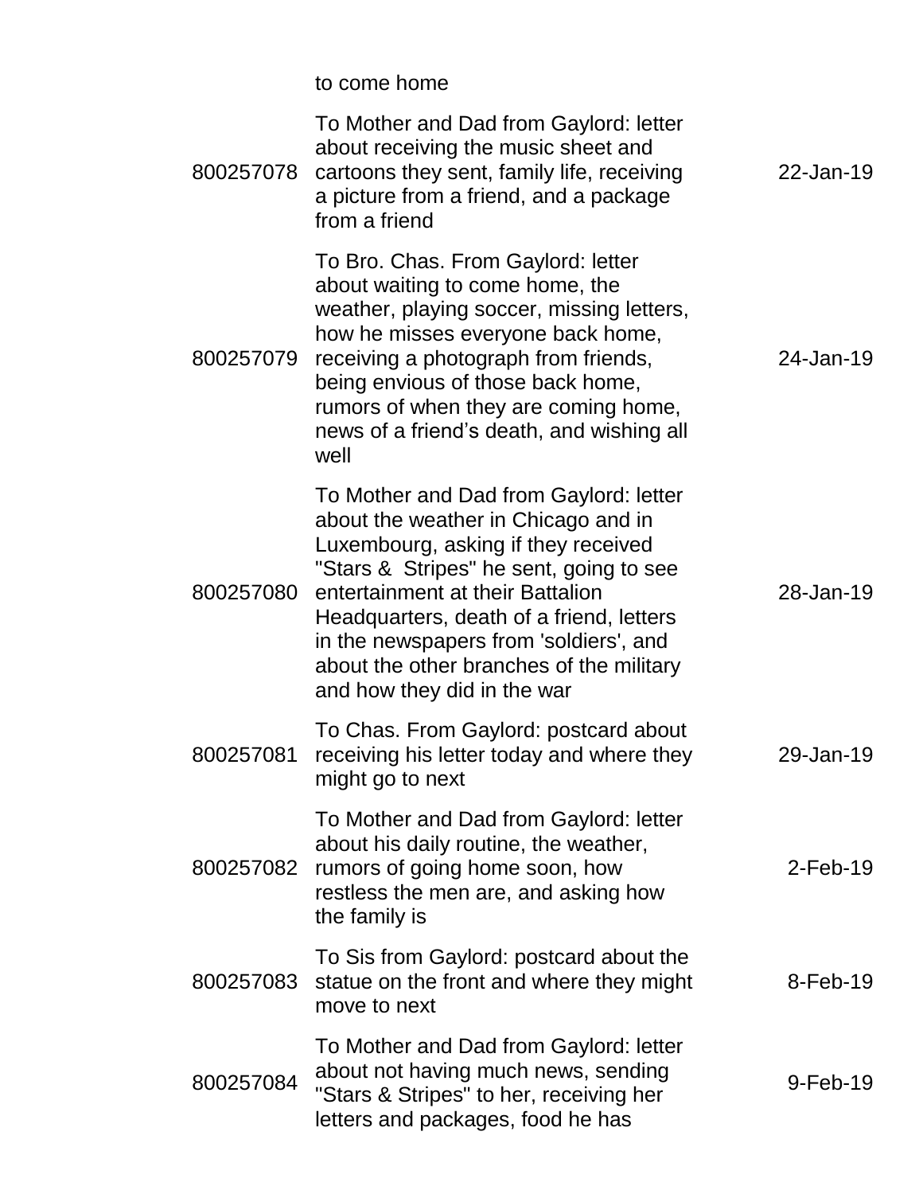| | to come home | |
|---|---|---|
| 800257078 | To Mother and Dad from Gaylord: letter about receiving the music sheet and cartoons they sent, family life, receiving a picture from a friend, and a package from a friend | 22-Jan-19 |
| 800257079 | To Bro. Chas. From Gaylord: letter about waiting to come home, the weather, playing soccer, missing letters, how he misses everyone back home, receiving a photograph from friends, being envious of those back home, rumors of when they are coming home, news of a friend's death, and wishing all well | 24-Jan-19 |
| 800257080 | To Mother and Dad from Gaylord: letter about the weather in Chicago and in Luxembourg, asking if they received "Stars & Stripes" he sent, going to see entertainment at their Battalion Headquarters, death of a friend, letters in the newspapers from 'soldiers', and about the other branches of the military and how they did in the war | 28-Jan-19 |
| 800257081 | To Chas. From Gaylord: postcard about receiving his letter today and where they might go to next | 29-Jan-19 |
| 800257082 | To Mother and Dad from Gaylord: letter about his daily routine, the weather, rumors of going home soon, how restless the men are, and asking how the family is | 2-Feb-19 |
| 800257083 | To Sis from Gaylord: postcard about the statue on the front and where they might move to next | 8-Feb-19 |
| 800257084 | To Mother and Dad from Gaylord: letter about not having much news, sending "Stars & Stripes" to her, receiving her letters and packages, food he has | 9-Feb-19 |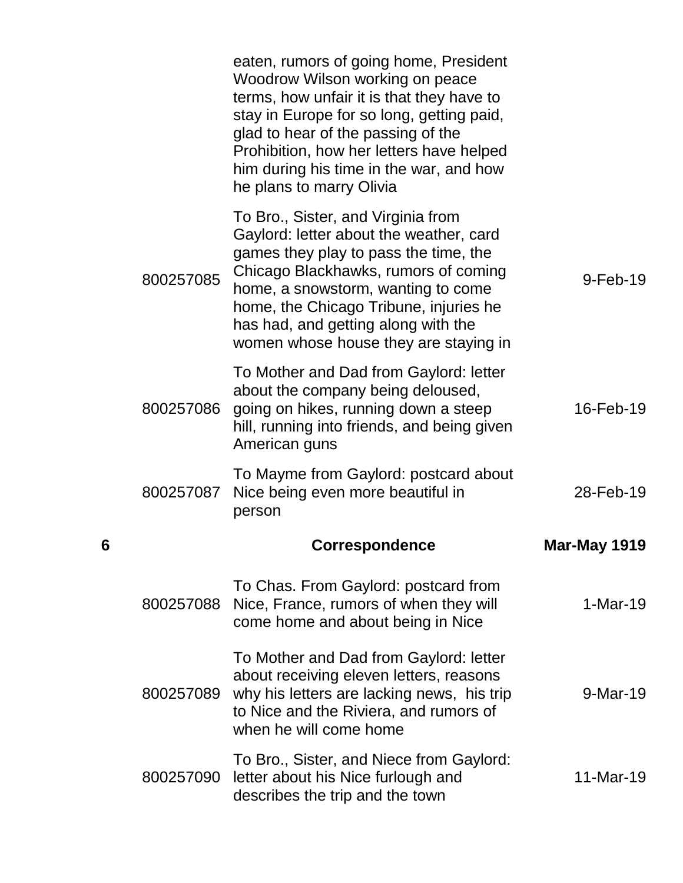| Box | ID | Description | Date |
|---|---|---|---|
| | | eaten, rumors of going home, President Woodrow Wilson working on peace terms, how unfair it is that they have to stay in Europe for so long, getting paid, glad to hear of the passing of the Prohibition, how her letters have helped him during his time in the war, and how he plans to marry Olivia | |
| | 800257085 | To Bro., Sister, and Virginia from Gaylord: letter about the weather, card games they play to pass the time, the Chicago Blackhawks, rumors of coming home, a snowstorm, wanting to come home, the Chicago Tribune, injuries he has had, and getting along with the women whose house they are staying in | 9-Feb-19 |
| | 800257086 | To Mother and Dad from Gaylord: letter about the company being deloused, going on hikes, running down a steep hill, running into friends, and being given American guns | 16-Feb-19 |
| | 800257087 | To Mayme from Gaylord: postcard about Nice being even more beautiful in person | 28-Feb-19 |
| **6** | | **Correspondence** | **Mar-May 1919** |
| | 800257088 | To Chas. From Gaylord: postcard from Nice, France, rumors of when they will come home and about being in Nice | 1-Mar-19 |
| | 800257089 | To Mother and Dad from Gaylord: letter about receiving eleven letters, reasons why his letters are lacking news, his trip to Nice and the Riviera, and rumors of when he will come home | 9-Mar-19 |
| | 800257090 | To Bro., Sister, and Niece from Gaylord: letter about his Nice furlough and describes the trip and the town | 11-Mar-19 |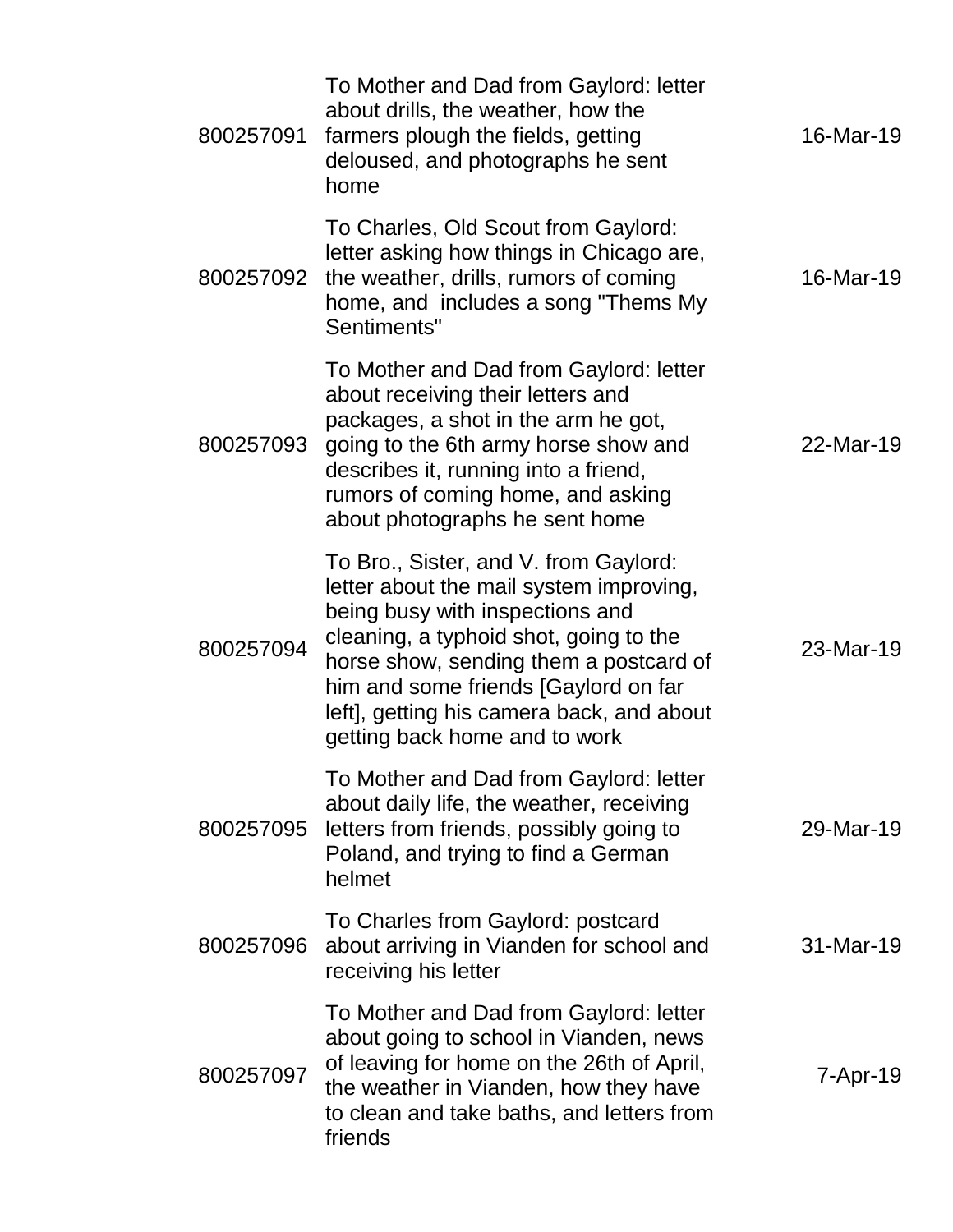| | | |
|---|---|---|
| 800257091 | To Mother and Dad from Gaylord: letter about drills, the weather, how the farmers plough the fields, getting deloused, and photographs he sent home | 16-Mar-19 |
| 800257092 | To Charles, Old Scout from Gaylord: letter asking how things in Chicago are, the weather, drills, rumors of coming home, and includes a song "Thems My Sentiments" | 16-Mar-19 |
| 800257093 | To Mother and Dad from Gaylord: letter about receiving their letters and packages, a shot in the arm he got, going to the 6th army horse show and describes it, running into a friend, rumors of coming home, and asking about photographs he sent home | 22-Mar-19 |
| 800257094 | To Bro., Sister, and V. from Gaylord: letter about the mail system improving, being busy with inspections and cleaning, a typhoid shot, going to the horse show, sending them a postcard of him and some friends [Gaylord on far left], getting his camera back, and about getting back home and to work | 23-Mar-19 |
| 800257095 | To Mother and Dad from Gaylord: letter about daily life, the weather, receiving letters from friends, possibly going to Poland, and trying to find a German helmet | 29-Mar-19 |
| 800257096 | To Charles from Gaylord: postcard about arriving in Vianden for school and receiving his letter | 31-Mar-19 |
| 800257097 | To Mother and Dad from Gaylord: letter about going to school in Vianden, news of leaving for home on the 26th of April, the weather in Vianden, how they have to clean and take baths, and letters from friends | 7-Apr-19 |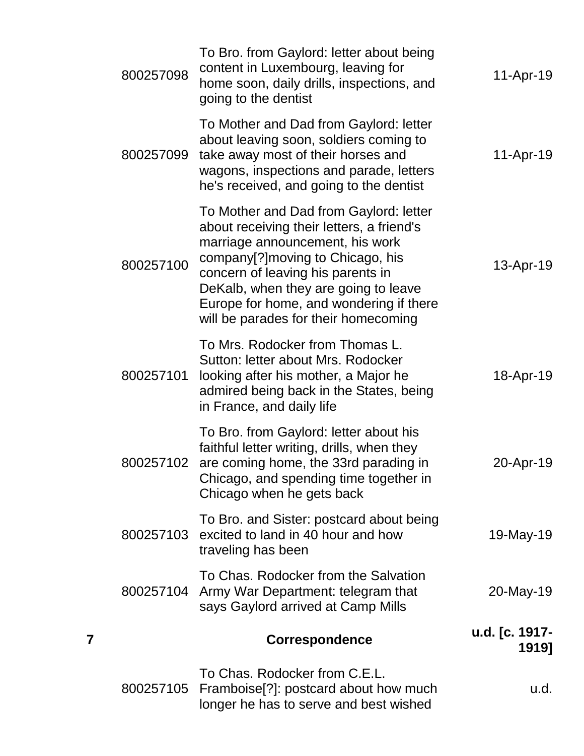| | | | |
|---|---|---|---|
| | 800257098 | To Bro. from Gaylord: letter about being content in Luxembourg, leaving for home soon, daily drills, inspections, and going to the dentist | 11-Apr-19 |
| | 800257099 | To Mother and Dad from Gaylord: letter about leaving soon, soldiers coming to take away most of their horses and wagons, inspections and parade, letters he's received, and going to the dentist | 11-Apr-19 |
| | 800257100 | To Mother and Dad from Gaylord: letter about receiving their letters, a friend's marriage announcement, his work company[?]moving to Chicago, his concern of leaving his parents in DeKalb, when they are going to leave Europe for home, and wondering if there will be parades for their homecoming | 13-Apr-19 |
| | 800257101 | To Mrs. Rodocker from Thomas L. Sutton: letter about Mrs. Rodocker looking after his mother, a Major he admired being back in the States, being in France, and daily life | 18-Apr-19 |
| | 800257102 | To Bro. from Gaylord: letter about his faithful letter writing, drills, when they are coming home, the 33rd parading in Chicago, and spending time together in Chicago when he gets back | 20-Apr-19 |
| | 800257103 | To Bro. and Sister: postcard about being excited to land in 40 hour and how traveling has been | 19-May-19 |
| | 800257104 | To Chas. Rodocker from the Salvation Army War Department: telegram that says Gaylord arrived at Camp Mills | 20-May-19 |
| **7** | | **Correspondence** | **u.d. [c. 1917-1919]** |
| | 800257105 | To Chas. Rodocker from C.E.L. Framboise[?]: postcard about how much longer he has to serve and best wished | u.d. |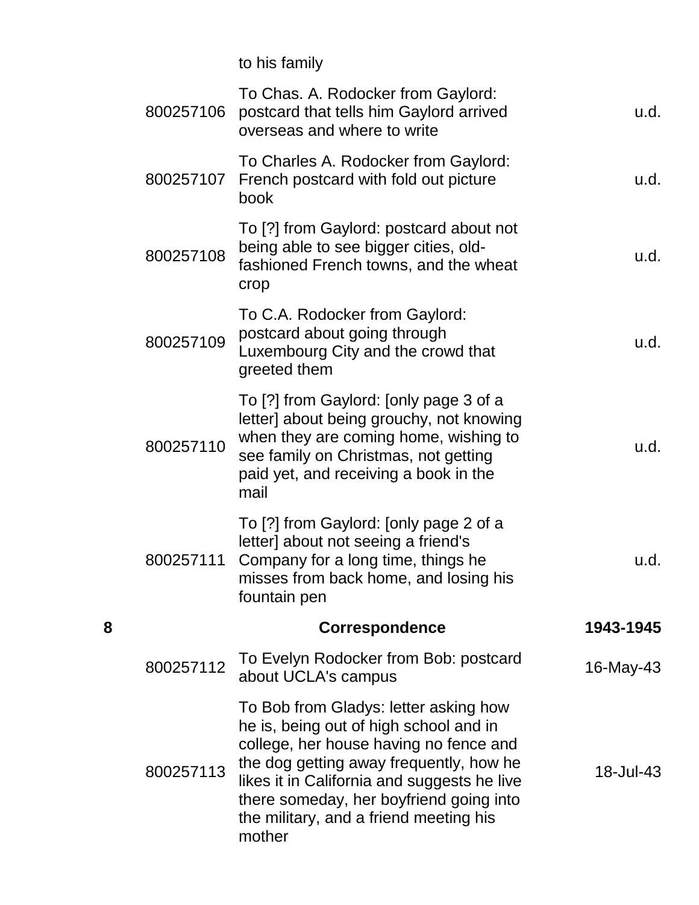| Box | ID | Description | Date |
|---|---|---|---|
| | | to his family | |
| | 800257106 | To Chas. A. Rodocker from Gaylord: postcard that tells him Gaylord arrived overseas and where to write | u.d. |
| | 800257107 | To Charles A. Rodocker from Gaylord: French postcard with fold out picture book | u.d. |
| | 800257108 | To [?] from Gaylord: postcard about not being able to see bigger cities, old-fashioned French towns, and the wheat crop | u.d. |
| | 800257109 | To C.A. Rodocker from Gaylord: postcard about going through Luxembourg City and the crowd that greeted them | u.d. |
| | 800257110 | To [?] from Gaylord: [only page 3 of a letter] about being grouchy, not knowing when they are coming home, wishing to see family on Christmas, not getting paid yet, and receiving a book in the mail | u.d. |
| | 800257111 | To [?] from Gaylord: [only page 2 of a letter] about not seeing a friend's Company for a long time, things he misses from back home, and losing his fountain pen | u.d. |
| **8** | | **Correspondence** | **1943-1945** |
| | 800257112 | To Evelyn Rodocker from Bob: postcard about UCLA's campus | 16-May-43 |
| | 800257113 | To Bob from Gladys: letter asking how he is, being out of high school and in college, her house having no fence and the dog getting away frequently, how he likes it in California and suggests he live there someday, her boyfriend going into the military, and a friend meeting his mother | 18-Jul-43 |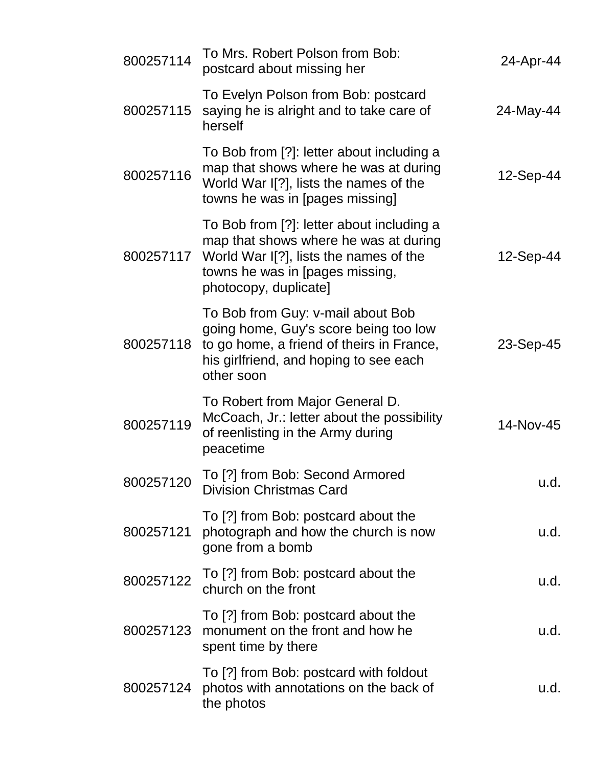| | | |
|---|---|---|
| 800257114 | To Mrs. Robert Polson from Bob: postcard about missing her | 24-Apr-44 |
| 800257115 | To Evelyn Polson from Bob: postcard saying he is alright and to take care of herself | 24-May-44 |
| 800257116 | To Bob from [?]: letter about including a map that shows where he was at during World War I[?], lists the names of the towns he was in [pages missing] | 12-Sep-44 |
| 800257117 | To Bob from [?]: letter about including a map that shows where he was at during World War I[?], lists the names of the towns he was in [pages missing, photocopy, duplicate] | 12-Sep-44 |
| 800257118 | To Bob from Guy: v-mail about Bob going home, Guy's score being too low to go home, a friend of theirs in France, his girlfriend, and hoping to see each other soon | 23-Sep-45 |
| 800257119 | To Robert from Major General D. McCoach, Jr.: letter about the possibility of reenlisting in the Army during peacetime | 14-Nov-45 |
| 800257120 | To [?] from Bob: Second Armored Division Christmas Card | u.d. |
| 800257121 | To [?] from Bob: postcard about the photograph and how the church is now gone from a bomb | u.d. |
| 800257122 | To [?] from Bob: postcard about the church on the front | u.d. |
| 800257123 | To [?] from Bob: postcard about the monument on the front and how he spent time by there | u.d. |
| 800257124 | To [?] from Bob: postcard with foldout photos with annotations on the back of the photos | u.d. |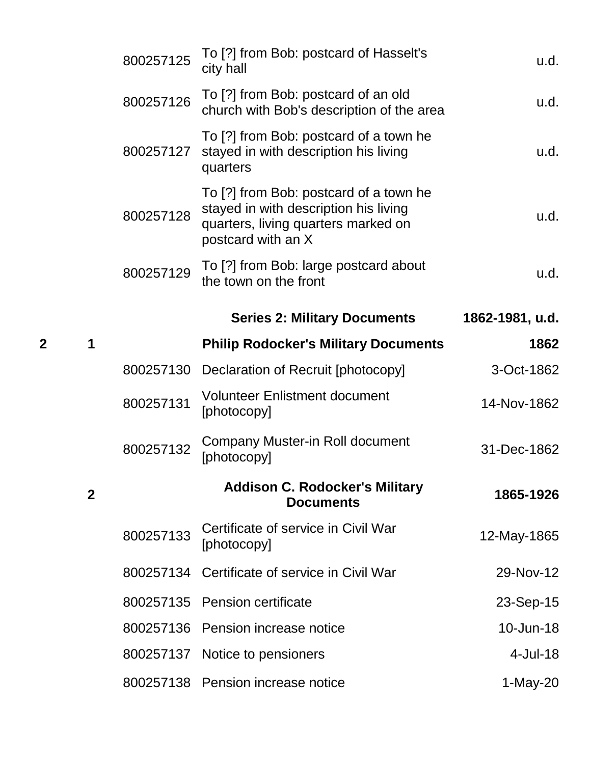| Box | Folder | Item | Description | Date |
|---|---|---|---|---|
| | | 800257125 | To [?] from Bob: postcard of Hasselt's city hall | u.d. |
| | | 800257126 | To [?] from Bob: postcard of an old church with Bob's description of the area | u.d. |
| | | 800257127 | To [?] from Bob: postcard of a town he stayed in with description his living quarters | u.d. |
| | | 800257128 | To [?] from Bob: postcard of a town he stayed in with description his living quarters, living quarters marked on postcard with an X | u.d. |
| | | 800257129 | To [?] from Bob: large postcard about the town on the front | u.d. |
| | | | **Series 2: Military Documents** | **1862-1981, u.d.** |
| **2** | **1** | | **Philip Rodocker's Military Documents** | **1862** |
| | | 800257130 | Declaration of Recruit [photocopy] | 3-Oct-1862 |
| | | 800257131 | Volunteer Enlistment document [photocopy] | 14-Nov-1862 |
| | | 800257132 | Company Muster-in Roll document [photocopy] | 31-Dec-1862 |
| | **2** | | **Addison C. Rodocker's Military Documents** | **1865-1926** |
| | | 800257133 | Certificate of service in Civil War [photocopy] | 12-May-1865 |
| | | 800257134 | Certificate of service in Civil War | 29-Nov-12 |
| | | 800257135 | Pension certificate | 23-Sep-15 |
| | | 800257136 | Pension increase notice | 10-Jun-18 |
| | | 800257137 | Notice to pensioners | 4-Jul-18 |
| | | 800257138 | Pension increase notice | 1-May-20 |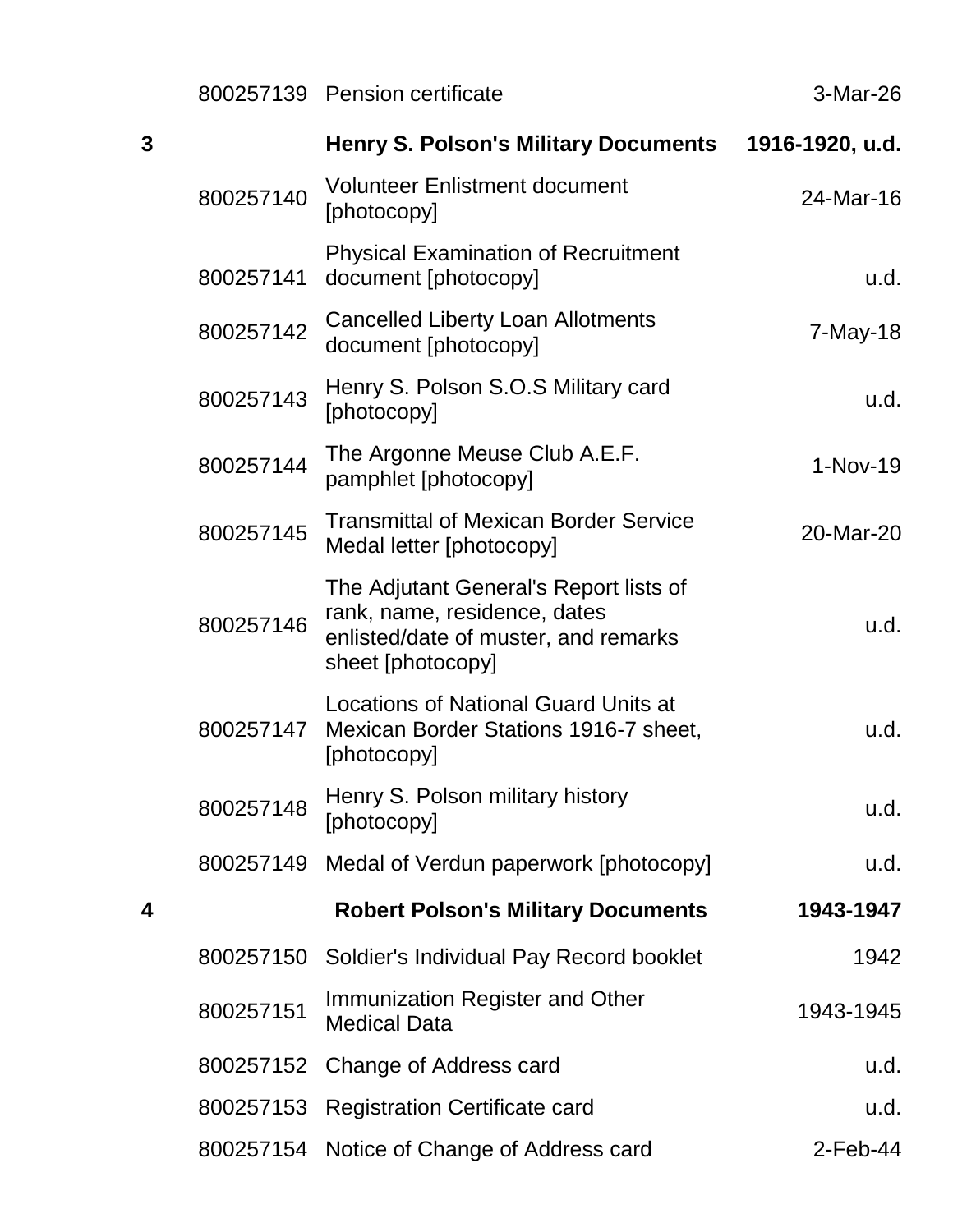| | | | |
|---|---|---|---|
| | 800257139 | Pension certificate | 3-Mar-26 |
| **3** | | **Henry S. Polson's Military Documents** | **1916-1920, u.d.** |
| | 800257140 | Volunteer Enlistment document [photocopy] | 24-Mar-16 |
| | 800257141 | Physical Examination of Recruitment document [photocopy] | u.d. |
| | 800257142 | Cancelled Liberty Loan Allotments document [photocopy] | 7-May-18 |
| | 800257143 | Henry S. Polson S.O.S Military card [photocopy] | u.d. |
| | 800257144 | The Argonne Meuse Club A.E.F. pamphlet [photocopy] | 1-Nov-19 |
| | 800257145 | Transmittal of Mexican Border Service Medal letter [photocopy] | 20-Mar-20 |
| | 800257146 | The Adjutant General's Report lists of rank, name, residence, dates enlisted/date of muster, and remarks sheet [photocopy] | u.d. |
| | 800257147 | Locations of National Guard Units at Mexican Border Stations 1916-7 sheet, [photocopy] | u.d. |
| | 800257148 | Henry S. Polson military history [photocopy] | u.d. |
| | 800257149 | Medal of Verdun paperwork [photocopy] | u.d. |
| **4** | | **Robert Polson's Military Documents** | **1943-1947** |
| | 800257150 | Soldier's Individual Pay Record booklet | 1942 |
| | 800257151 | Immunization Register and Other Medical Data | 1943-1945 |
| | 800257152 | Change of Address card | u.d. |
| | 800257153 | Registration Certificate card | u.d. |
| | 800257154 | Notice of Change of Address card | 2-Feb-44 |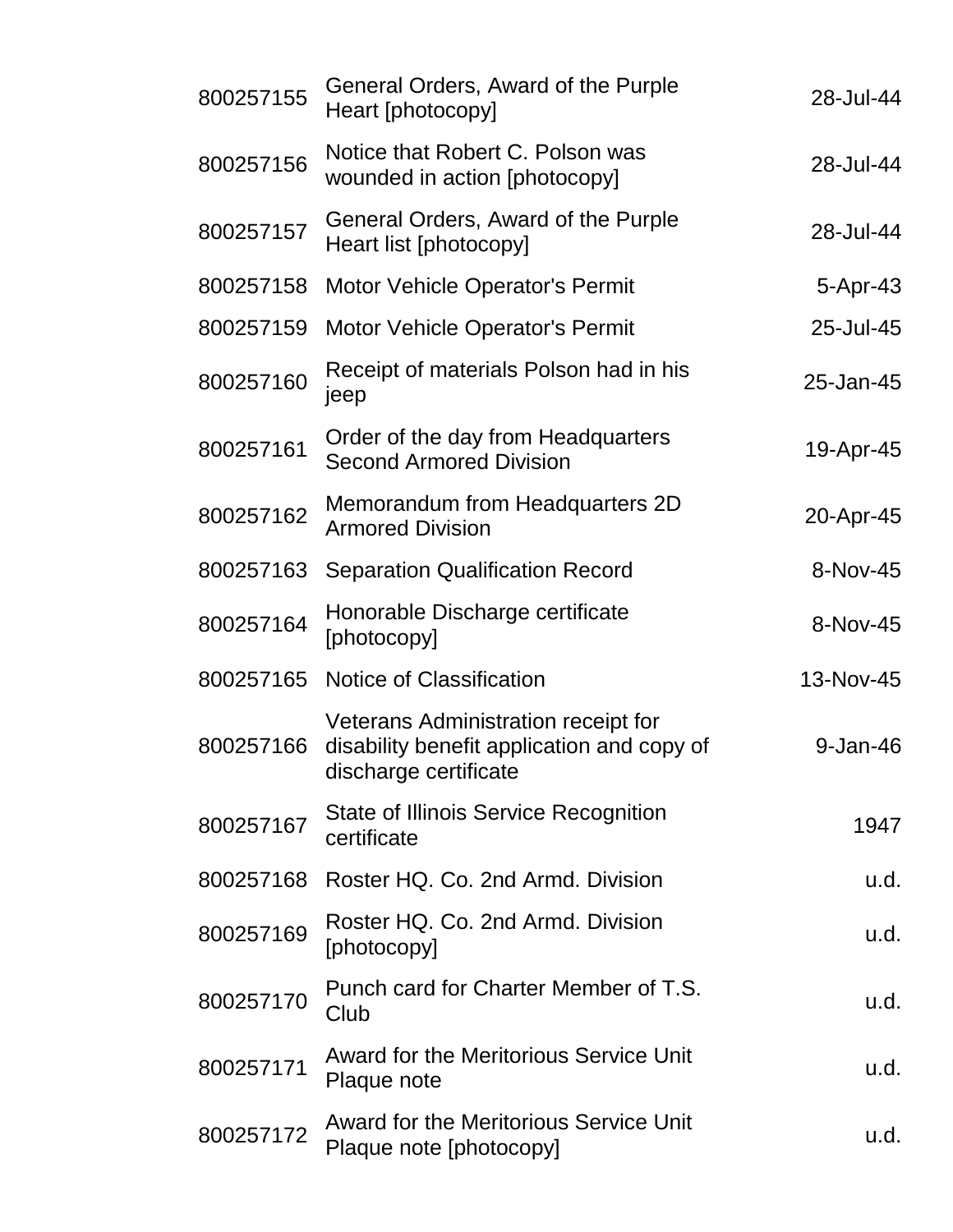| | | |
|---|---|---|
| 800257155 | General Orders, Award of the Purple Heart [photocopy] | 28-Jul-44 |
| 800257156 | Notice that Robert C. Polson was wounded in action [photocopy] | 28-Jul-44 |
| 800257157 | General Orders, Award of the Purple Heart list [photocopy] | 28-Jul-44 |
| 800257158 | Motor Vehicle Operator's Permit | 5-Apr-43 |
| 800257159 | Motor Vehicle Operator's Permit | 25-Jul-45 |
| 800257160 | Receipt of materials Polson had in his jeep | 25-Jan-45 |
| 800257161 | Order of the day from Headquarters Second Armored Division | 19-Apr-45 |
| 800257162 | Memorandum from Headquarters 2D Armored Division | 20-Apr-45 |
| 800257163 | Separation Qualification Record | 8-Nov-45 |
| 800257164 | Honorable Discharge certificate [photocopy] | 8-Nov-45 |
| 800257165 | Notice of Classification | 13-Nov-45 |
| 800257166 | Veterans Administration receipt for disability benefit application and copy of discharge certificate | 9-Jan-46 |
| 800257167 | State of Illinois Service Recognition certificate | 1947 |
| 800257168 | Roster HQ. Co. 2nd Armd. Division | u.d. |
| 800257169 | Roster HQ. Co. 2nd Armd. Division [photocopy] | u.d. |
| 800257170 | Punch card for Charter Member of T.S. Club | u.d. |
| 800257171 | Award for the Meritorious Service Unit Plaque note | u.d. |
| 800257172 | Award for the Meritorious Service Unit Plaque note [photocopy] | u.d. |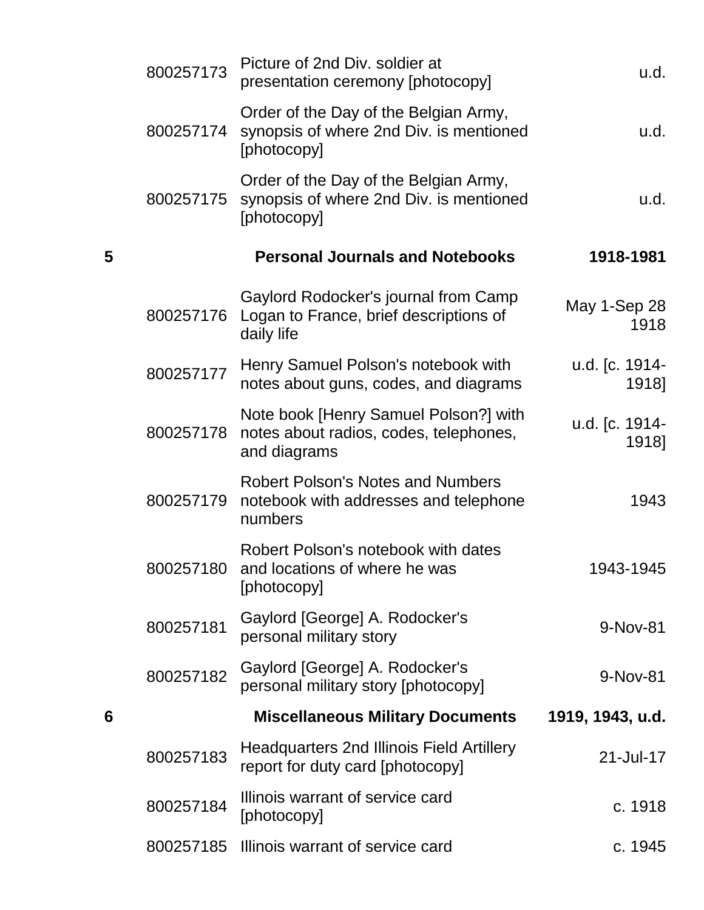| | | | |
|---|---|---|---|
| | 800257173 | Picture of 2nd Div. soldier at presentation ceremony [photocopy] | u.d. |
| | 800257174 | Order of the Day of the Belgian Army, synopsis of where 2nd Div. is mentioned [photocopy] | u.d. |
| | 800257175 | Order of the Day of the Belgian Army, synopsis of where 2nd Div. is mentioned [photocopy] | u.d. |
| **5** | | **Personal Journals and Notebooks** | **1918-1981** |
| | 800257176 | Gaylord Rodocker's journal from Camp Logan to France, brief descriptions of daily life | May 1-Sep 28 1918 |
| | 800257177 | Henry Samuel Polson's notebook with notes about guns, codes, and diagrams | u.d. [c. 1914-1918] |
| | 800257178 | Note book [Henry Samuel Polson?] with notes about radios, codes, telephones, and diagrams | u.d. [c. 1914-1918] |
| | 800257179 | Robert Polson's Notes and Numbers notebook with addresses and telephone numbers | 1943 |
| | 800257180 | Robert Polson's notebook with dates and locations of where he was [photocopy] | 1943-1945 |
| | 800257181 | Gaylord [George] A. Rodocker's personal military story | 9-Nov-81 |
| | 800257182 | Gaylord [George] A. Rodocker's personal military story [photocopy] | 9-Nov-81 |
| **6** | | **Miscellaneous Military Documents** | **1919, 1943, u.d.** |
| | 800257183 | Headquarters 2nd Illinois Field Artillery report for duty card [photocopy] | 21-Jul-17 |
| | 800257184 | Illinois warrant of service card [photocopy] | c. 1918 |
| | 800257185 | Illinois warrant of service card | c. 1945 |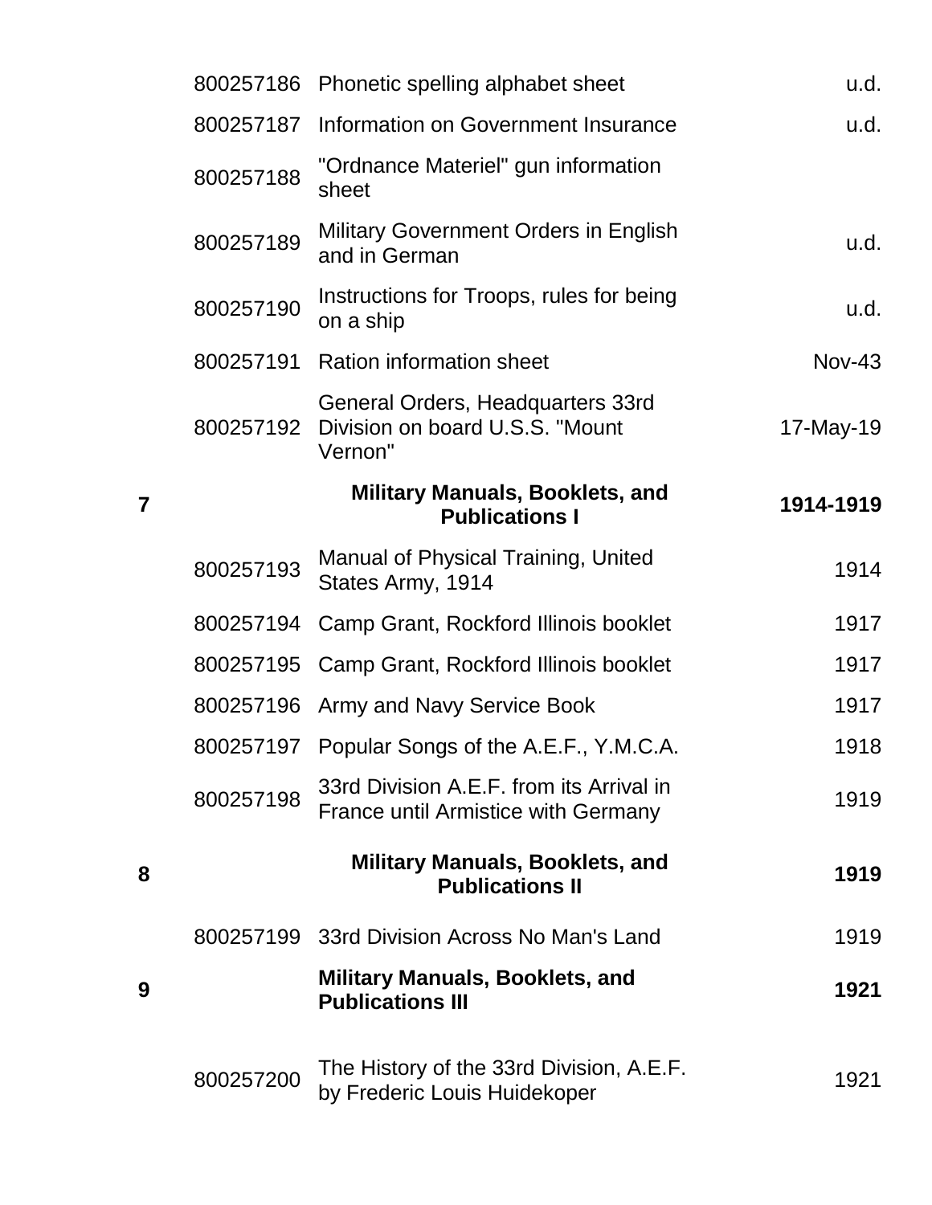| | | | |
|---|---|---|---|
| | 800257186 | Phonetic spelling alphabet sheet | u.d. |
| | 800257187 | Information on Government Insurance | u.d. |
| | 800257188 | "Ordnance Materiel" gun information sheet | |
| | 800257189 | Military Government Orders in English and in German | u.d. |
| | 800257190 | Instructions for Troops, rules for being on a ship | u.d. |
| | 800257191 | Ration information sheet | Nov-43 |
| | 800257192 | General Orders, Headquarters 33rd Division on board U.S.S. "Mount Vernon" | 17-May-19 |
| **7** | | **Military Manuals, Booklets, and Publications I** | **1914-1919** |
| | 800257193 | Manual of Physical Training, United States Army, 1914 | 1914 |
| | 800257194 | Camp Grant, Rockford Illinois booklet | 1917 |
| | 800257195 | Camp Grant, Rockford Illinois booklet | 1917 |
| | 800257196 | Army and Navy Service Book | 1917 |
| | 800257197 | Popular Songs of the A.E.F., Y.M.C.A. | 1918 |
| | 800257198 | 33rd Division A.E.F. from its Arrival in France until Armistice with Germany | 1919 |
| **8** | | **Military Manuals, Booklets, and Publications II** | **1919** |
| | 800257199 | 33rd Division Across No Man's Land | 1919 |
| **9** | | **Military Manuals, Booklets, and Publications III** | **1921** |
| | 800257200 | The History of the 33rd Division, A.E.F. by Frederic Louis Huidekoper | 1921 |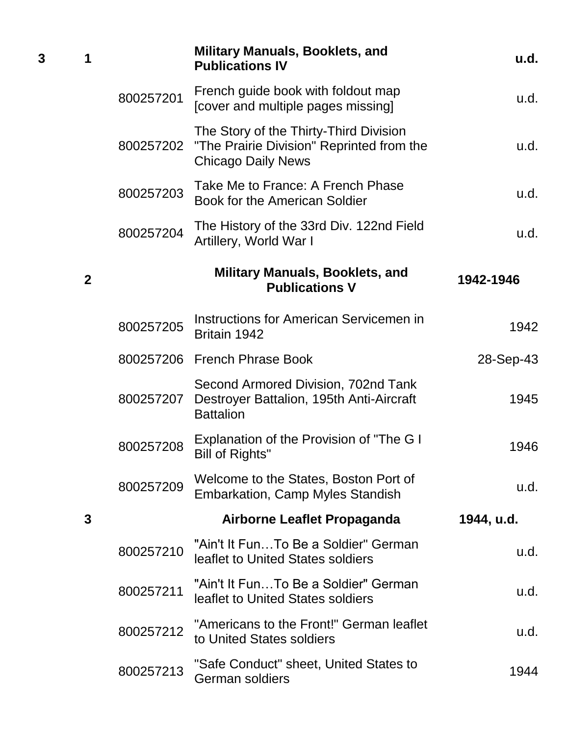| Box | Folder | Item ID | Title | Date |
|---|---|---|---|---|
| **3** | **1** | | **Military Manuals, Booklets, and Publications IV** | **u.d.** |
| | | 800257201 | French guide book with foldout map [cover and multiple pages missing] | u.d. |
| | | 800257202 | The Story of the Thirty-Third Division "The Prairie Division" Reprinted from the Chicago Daily News | u.d. |
| | | 800257203 | Take Me to France: A French Phase Book for the American Soldier | u.d. |
| | | 800257204 | The History of the 33rd Div. 122nd Field Artillery, World War I | u.d. |
| | **2** | | **Military Manuals, Booklets, and Publications V** | **1942-1946** |
| | | 800257205 | Instructions for American Servicemen in Britain 1942 | 1942 |
| | | 800257206 | French Phrase Book | 28-Sep-43 |
| | | 800257207 | Second Armored Division, 702nd Tank Destroyer Battalion, 195th Anti-Aircraft Battalion | 1945 |
| | | 800257208 | Explanation of the Provision of "The G I Bill of Rights" | 1946 |
| | | 800257209 | Welcome to the States, Boston Port of Embarkation, Camp Myles Standish | u.d. |
| | **3** | | **Airborne Leaflet Propaganda** | **1944, u.d.** |
| | | 800257210 | "Ain't It Fun…To Be a Soldier" German leaflet to United States soldiers | u.d. |
| | | 800257211 | "Ain't It Fun…To Be a Soldier" German leaflet to United States soldiers | u.d. |
| | | 800257212 | "Americans to the Front!" German leaflet to United States soldiers | u.d. |
| | | 800257213 | "Safe Conduct" sheet, United States to German soldiers | 1944 |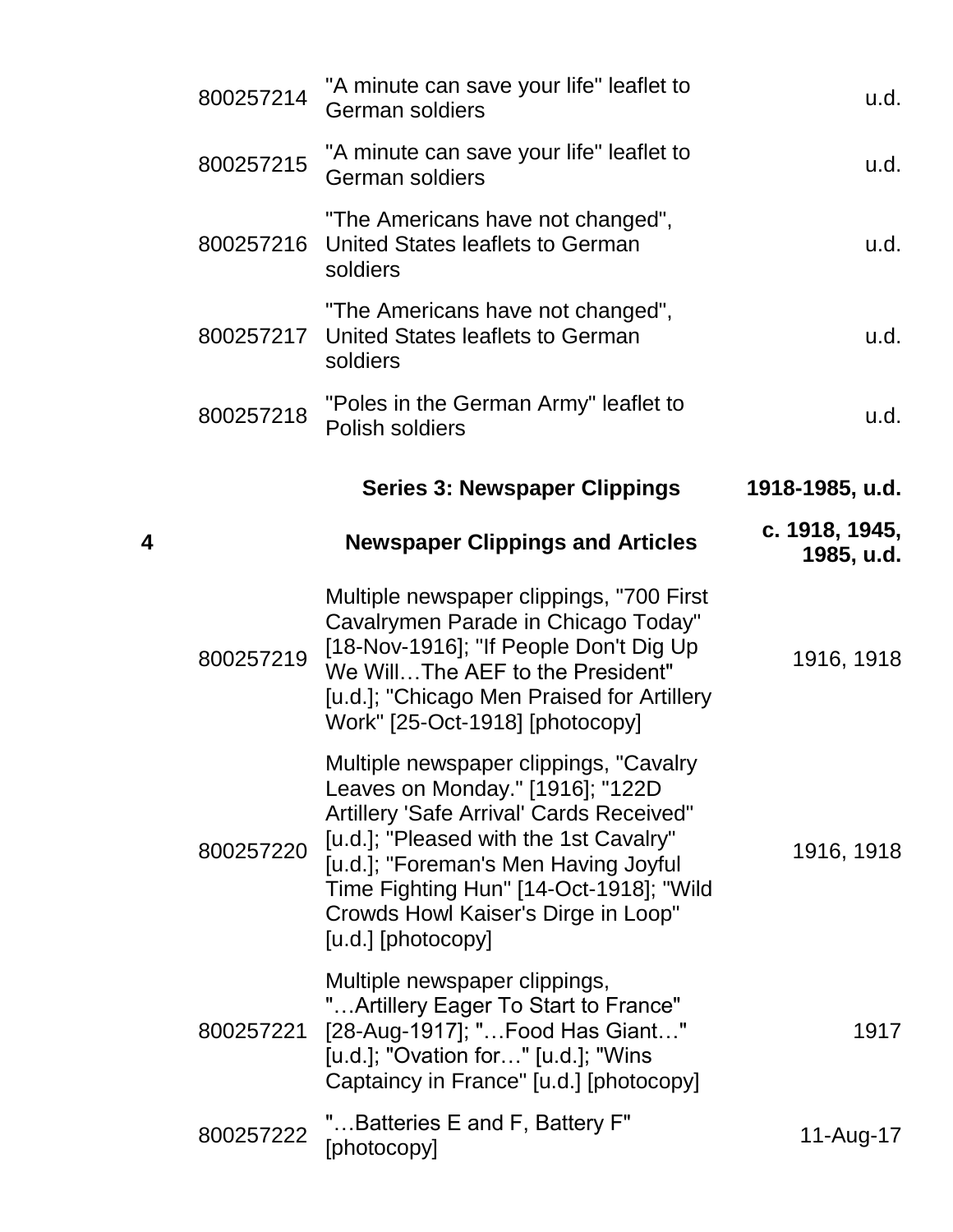| Box | ID | Description | Date |
|---|---|---|---|
| | 800257214 | "A minute can save your life" leaflet to German soldiers | u.d. |
| | 800257215 | "A minute can save your life" leaflet to German soldiers | u.d. |
| | 800257216 | "The Americans have not changed", United States leaflets to German soldiers | u.d. |
| | 800257217 | "The Americans have not changed", United States leaflets to German soldiers | u.d. |
| | 800257218 | "Poles in the German Army" leaflet to Polish soldiers | u.d. |
| | | **Series 3: Newspaper Clippings** | **1918-1985, u.d.** |
| **4** | | **Newspaper Clippings and Articles** | **c. 1918, 1945, 1985, u.d.** |
| | 800257219 | Multiple newspaper clippings, "700 First Cavalrymen Parade in Chicago Today" [18-Nov-1916]; "If People Don't Dig Up We Will…The AEF to the President" [u.d.]; "Chicago Men Praised for Artillery Work" [25-Oct-1918] [photocopy] | 1916, 1918 |
| | 800257220 | Multiple newspaper clippings, "Cavalry Leaves on Monday." [1916]; "122D Artillery 'Safe Arrival' Cards Received" [u.d.]; "Pleased with the 1st Cavalry" [u.d.]; "Foreman's Men Having Joyful Time Fighting Hun" [14-Oct-1918]; "Wild Crowds Howl Kaiser's Dirge in Loop" [u.d.] [photocopy] | 1916, 1918 |
| | 800257221 | Multiple newspaper clippings, "…Artillery Eager To Start to France" [28-Aug-1917]; "…Food Has Giant…" [u.d.]; "Ovation for…" [u.d.]; "Wins Captaincy in France" [u.d.] [photocopy] | 1917 |
| | 800257222 | "…Batteries E and F, Battery F" [photocopy] | 11-Aug-17 |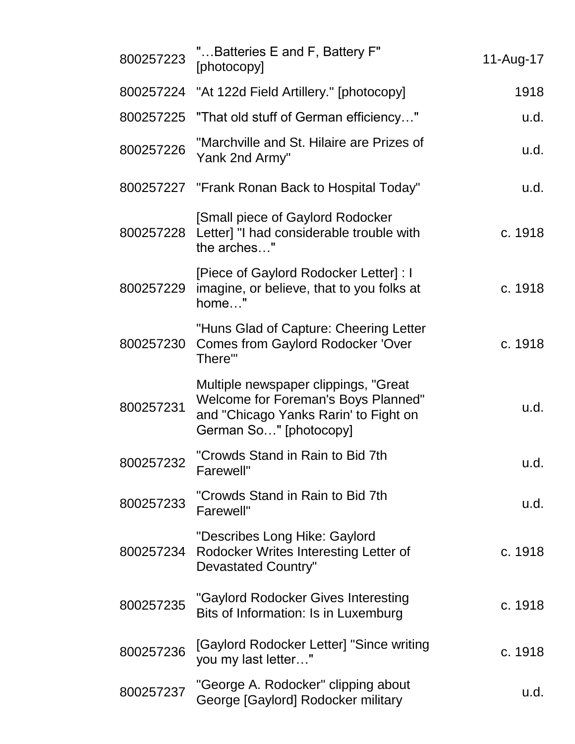| | | |
|---|---|---|
| 800257223 | "…Batteries E and F, Battery F" [photocopy] | 11-Aug-17 |
| 800257224 | "At 122d Field Artillery." [photocopy] | 1918 |
| 800257225 | "That old stuff of German efficiency…" | u.d. |
| 800257226 | "Marchville and St. Hilaire are Prizes of Yank 2nd Army" | u.d. |
| 800257227 | "Frank Ronan Back to Hospital Today" | u.d. |
| 800257228 | [Small piece of Gaylord Rodocker Letter] "I had considerable trouble with the arches…" | c. 1918 |
| 800257229 | [Piece of Gaylord Rodocker Letter] : I imagine, or believe, that to you folks at home…" | c. 1918 |
| 800257230 | "Huns Glad of Capture: Cheering Letter Comes from Gaylord Rodocker 'Over There'" | c. 1918 |
| 800257231 | Multiple newspaper clippings, "Great Welcome for Foreman's Boys Planned" and "Chicago Yanks Rarin' to Fight on German So…" [photocopy] | u.d. |
| 800257232 | "Crowds Stand in Rain to Bid 7th Farewell" | u.d. |
| 800257233 | "Crowds Stand in Rain to Bid 7th Farewell" | u.d. |
| 800257234 | "Describes Long Hike: Gaylord Rodocker Writes Interesting Letter of Devastated Country" | c. 1918 |
| 800257235 | "Gaylord Rodocker Gives Interesting Bits of Information: Is in Luxemburg | c. 1918 |
| 800257236 | [Gaylord Rodocker Letter] "Since writing you my last letter…" | c. 1918 |
| 800257237 | "George A. Rodocker" clipping about George [Gaylord] Rodocker military | u.d. |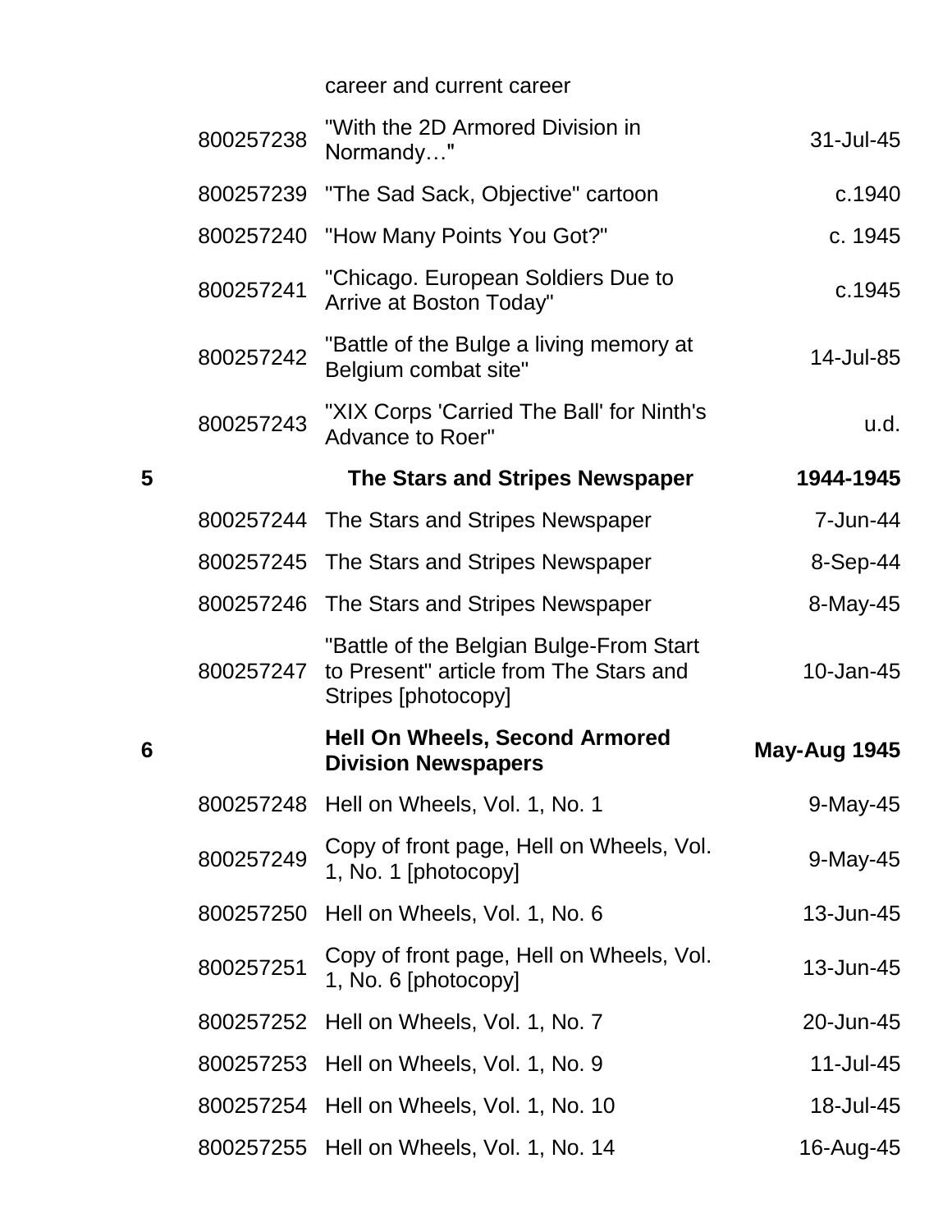| | | career and current career | |
|---|---|---|---|
| | 800257238 | "With the 2D Armored Division in Normandy…" | 31-Jul-45 |
| | 800257239 | "The Sad Sack, Objective" cartoon | c.1940 |
| | 800257240 | "How Many Points You Got?" | c. 1945 |
| | 800257241 | "Chicago. European Soldiers Due to Arrive at Boston Today" | c.1945 |
| | 800257242 | "Battle of the Bulge a living memory at Belgium combat site" | 14-Jul-85 |
| | 800257243 | "XIX Corps 'Carried The Ball' for Ninth's Advance to Roer" | u.d. |
| **5** | | **The Stars and Stripes Newspaper** | **1944-1945** |
| | 800257244 | The Stars and Stripes Newspaper | 7-Jun-44 |
| | 800257245 | The Stars and Stripes Newspaper | 8-Sep-44 |
| | 800257246 | The Stars and Stripes Newspaper | 8-May-45 |
| | 800257247 | "Battle of the Belgian Bulge-From Start to Present" article from The Stars and Stripes [photocopy] | 10-Jan-45 |
| **6** | | **Hell On Wheels, Second Armored Division Newspapers** | **May-Aug 1945** |
| | 800257248 | Hell on Wheels, Vol. 1, No. 1 | 9-May-45 |
| | 800257249 | Copy of front page, Hell on Wheels, Vol. 1, No. 1 [photocopy] | 9-May-45 |
| | 800257250 | Hell on Wheels, Vol. 1, No. 6 | 13-Jun-45 |
| | 800257251 | Copy of front page, Hell on Wheels, Vol. 1, No. 6 [photocopy] | 13-Jun-45 |
| | 800257252 | Hell on Wheels, Vol. 1, No. 7 | 20-Jun-45 |
| | 800257253 | Hell on Wheels, Vol. 1, No. 9 | 11-Jul-45 |
| | 800257254 | Hell on Wheels, Vol. 1, No. 10 | 18-Jul-45 |
| | 800257255 | Hell on Wheels, Vol. 1, No. 14 | 16-Aug-45 |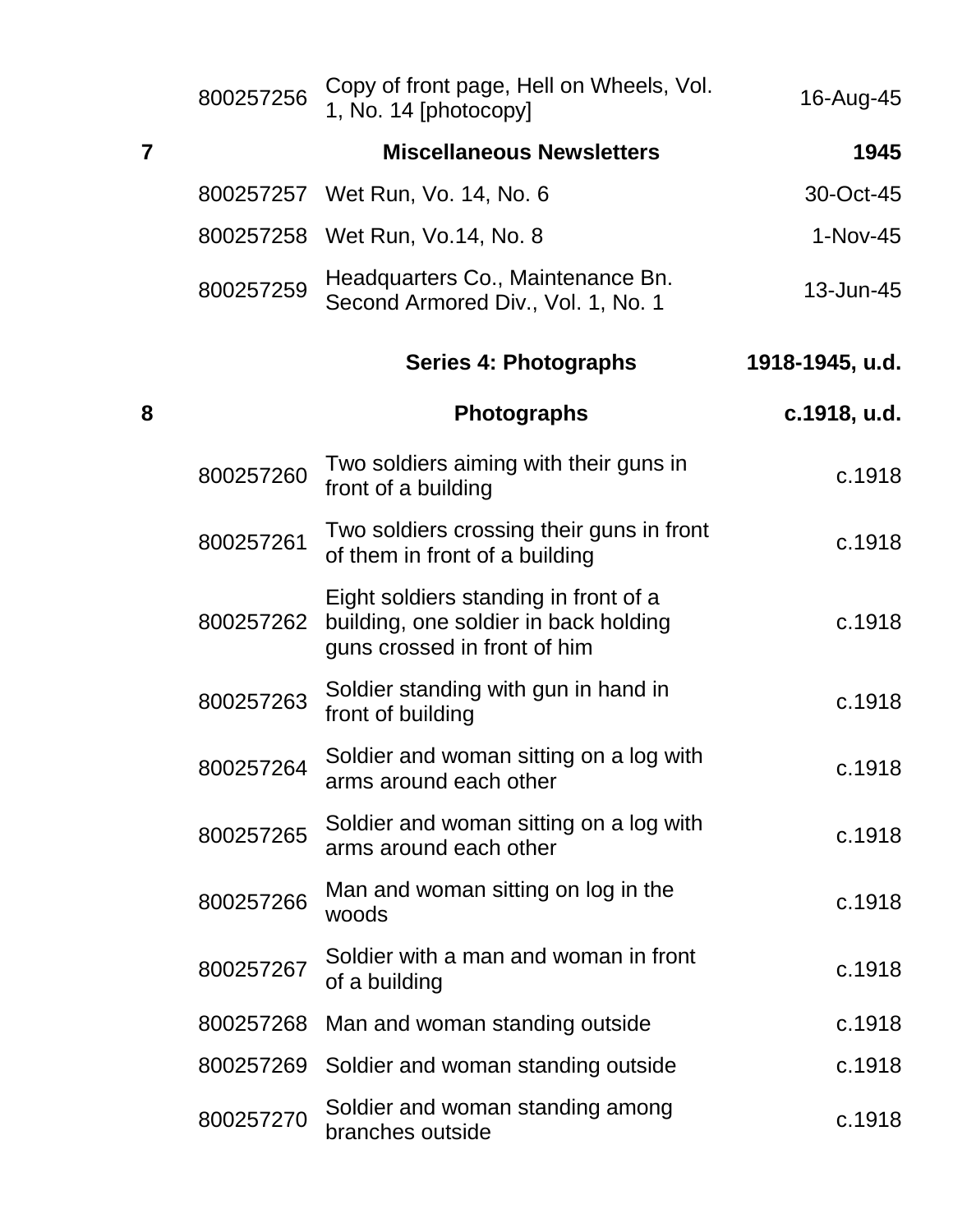| | | | |
|---|---|---|---|
| | 800257256 | Copy of front page, Hell on Wheels, Vol. 1, No. 14 [photocopy] | 16-Aug-45 |
| **7** | | **Miscellaneous Newsletters** | **1945** |
| | 800257257 | Wet Run, Vo. 14, No. 6 | 30-Oct-45 |
| | 800257258 | Wet Run, Vo.14, No. 8 | 1-Nov-45 |
| | 800257259 | Headquarters Co., Maintenance Bn. Second Armored Div., Vol. 1, No. 1 | 13-Jun-45 |
| | | **Series 4: Photographs** | **1918-1945, u.d.** |
| **8** | | **Photographs** | **c.1918, u.d.** |
| | 800257260 | Two soldiers aiming with their guns in front of a building | c.1918 |
| | 800257261 | Two soldiers crossing their guns in front of them in front of a building | c.1918 |
| | 800257262 | Eight soldiers standing in front of a building, one soldier in back holding guns crossed in front of him | c.1918 |
| | 800257263 | Soldier standing with gun in hand in front of building | c.1918 |
| | 800257264 | Soldier and woman sitting on a log with arms around each other | c.1918 |
| | 800257265 | Soldier and woman sitting on a log with arms around each other | c.1918 |
| | 800257266 | Man and woman sitting on log in the woods | c.1918 |
| | 800257267 | Soldier with a man and woman in front of a building | c.1918 |
| | 800257268 | Man and woman standing outside | c.1918 |
| | 800257269 | Soldier and woman standing outside | c.1918 |
| | 800257270 | Soldier and woman standing among branches outside | c.1918 |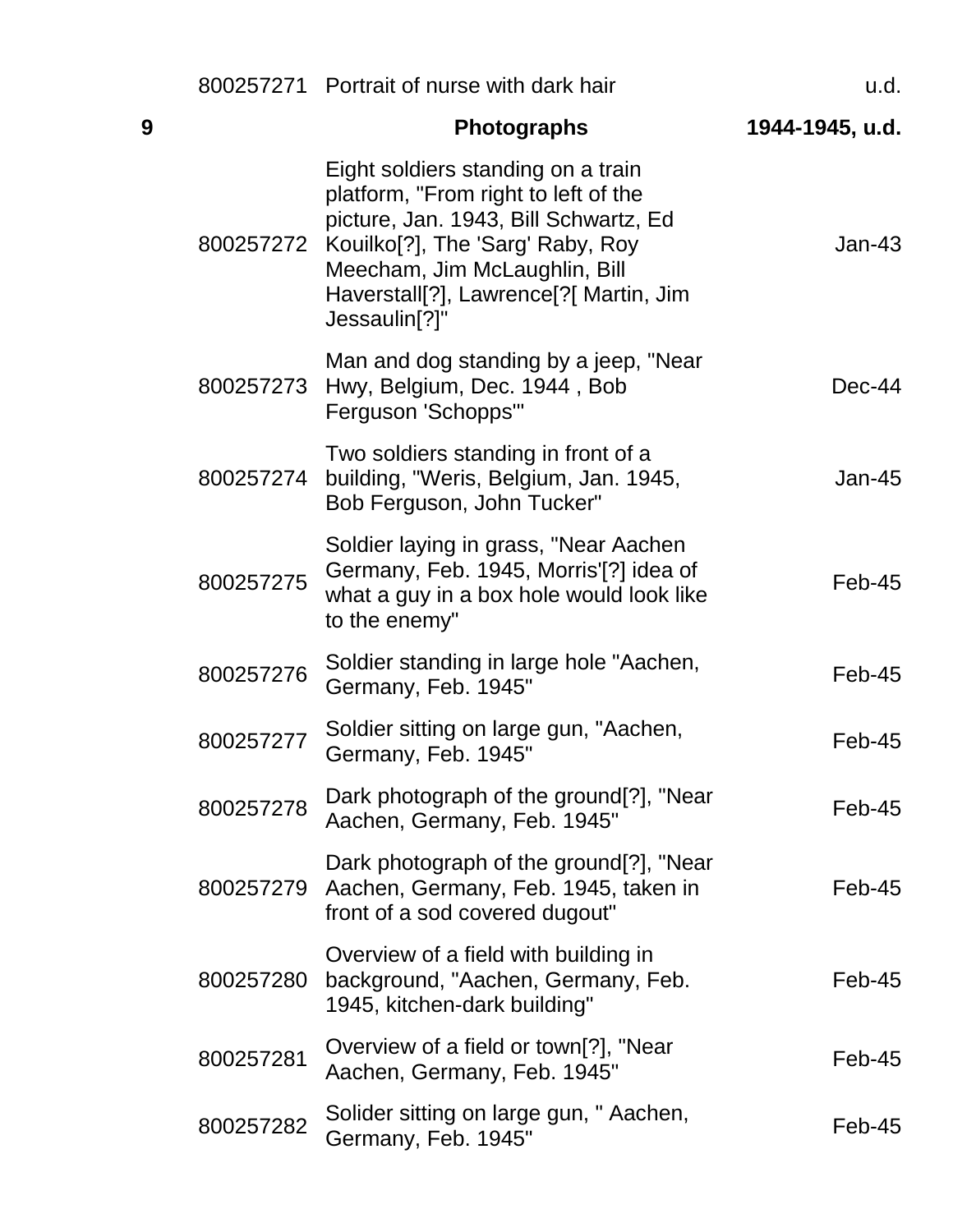| | | | |
|---|---|---|---|
| | 800257271 | Portrait of nurse with dark hair | u.d. |
| **9** | | **Photographs** | **1944-1945, u.d.** |
| | 800257272 | Eight soldiers standing on a train platform, "From right to left of the picture, Jan. 1943, Bill Schwartz, Ed Kouilko[?], The 'Sarg' Raby, Roy Meecham, Jim McLaughlin, Bill Haverstall[?], Lawrence[?[ Martin, Jim Jessaulin[?]" | Jan-43 |
| | 800257273 | Man and dog standing by a jeep, "Near Hwy, Belgium, Dec. 1944 , Bob Ferguson 'Schopps'" | Dec-44 |
| | 800257274 | Two soldiers standing in front of a building, "Weris, Belgium, Jan. 1945, Bob Ferguson, John Tucker" | Jan-45 |
| | 800257275 | Soldier laying in grass, "Near Aachen Germany, Feb. 1945, Morris'[?] idea of what a guy in a box hole would look like to the enemy" | Feb-45 |
| | 800257276 | Soldier standing in large hole "Aachen, Germany, Feb. 1945" | Feb-45 |
| | 800257277 | Soldier sitting on large gun, "Aachen, Germany, Feb. 1945" | Feb-45 |
| | 800257278 | Dark photograph of the ground[?], "Near Aachen, Germany, Feb. 1945" | Feb-45 |
| | 800257279 | Dark photograph of the ground[?], "Near Aachen, Germany, Feb. 1945, taken in front of a sod covered dugout" | Feb-45 |
| | 800257280 | Overview of a field with building in background, "Aachen, Germany, Feb. 1945, kitchen-dark building" | Feb-45 |
| | 800257281 | Overview of a field or town[?], "Near Aachen, Germany, Feb. 1945" | Feb-45 |
| | 800257282 | Solider sitting on large gun, " Aachen, Germany, Feb. 1945" | Feb-45 |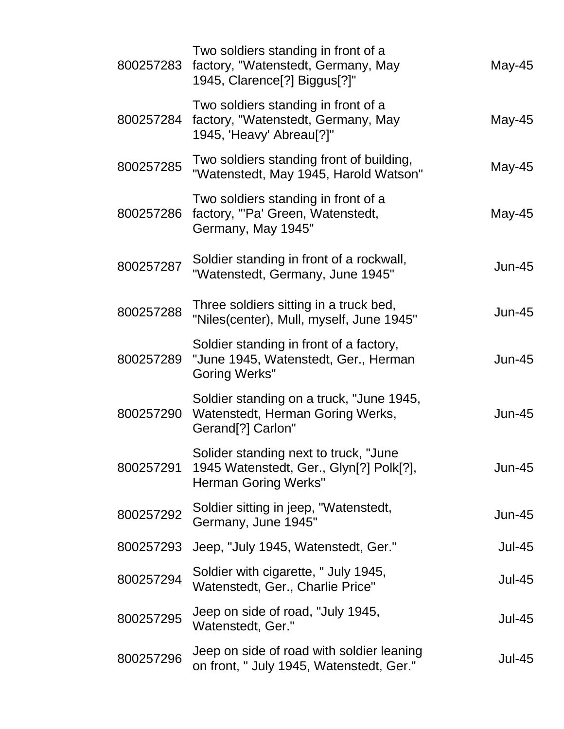| | | |
|---|---|---|
| 800257283 | Two soldiers standing in front of a factory, "Watenstedt, Germany, May 1945, Clarence[?] Biggus[?]" | May-45 |
| 800257284 | Two soldiers standing in front of a factory, "Watenstedt, Germany, May 1945, 'Heavy' Abreau[?]" | May-45 |
| 800257285 | Two soldiers standing front of building, "Watenstedt, May 1945, Harold Watson" | May-45 |
| 800257286 | Two soldiers standing in front of a factory, "'Pa' Green, Watenstedt, Germany, May 1945" | May-45 |
| 800257287 | Soldier standing in front of a rockwall, "Watenstedt, Germany, June 1945" | Jun-45 |
| 800257288 | Three soldiers sitting in a truck bed, "Niles(center), Mull, myself, June 1945" | Jun-45 |
| 800257289 | Soldier standing in front of a factory, "June 1945, Watenstedt, Ger., Herman Goring Werks" | Jun-45 |
| 800257290 | Soldier standing on a truck, "June 1945, Watenstedt, Herman Goring Werks, Gerand[?] Carlon" | Jun-45 |
| 800257291 | Solider standing next to truck, "June 1945 Watenstedt, Ger., Glyn[?] Polk[?], Herman Goring Werks" | Jun-45 |
| 800257292 | Soldier sitting in jeep, "Watenstedt, Germany, June 1945" | Jun-45 |
| 800257293 | Jeep, "July 1945, Watenstedt, Ger." | Jul-45 |
| 800257294 | Soldier with cigarette, " July 1945, Watenstedt, Ger., Charlie Price" | Jul-45 |
| 800257295 | Jeep on side of road, "July 1945, Watenstedt, Ger." | Jul-45 |
| 800257296 | Jeep on side of road with soldier leaning on front, " July 1945, Watenstedt, Ger." | Jul-45 |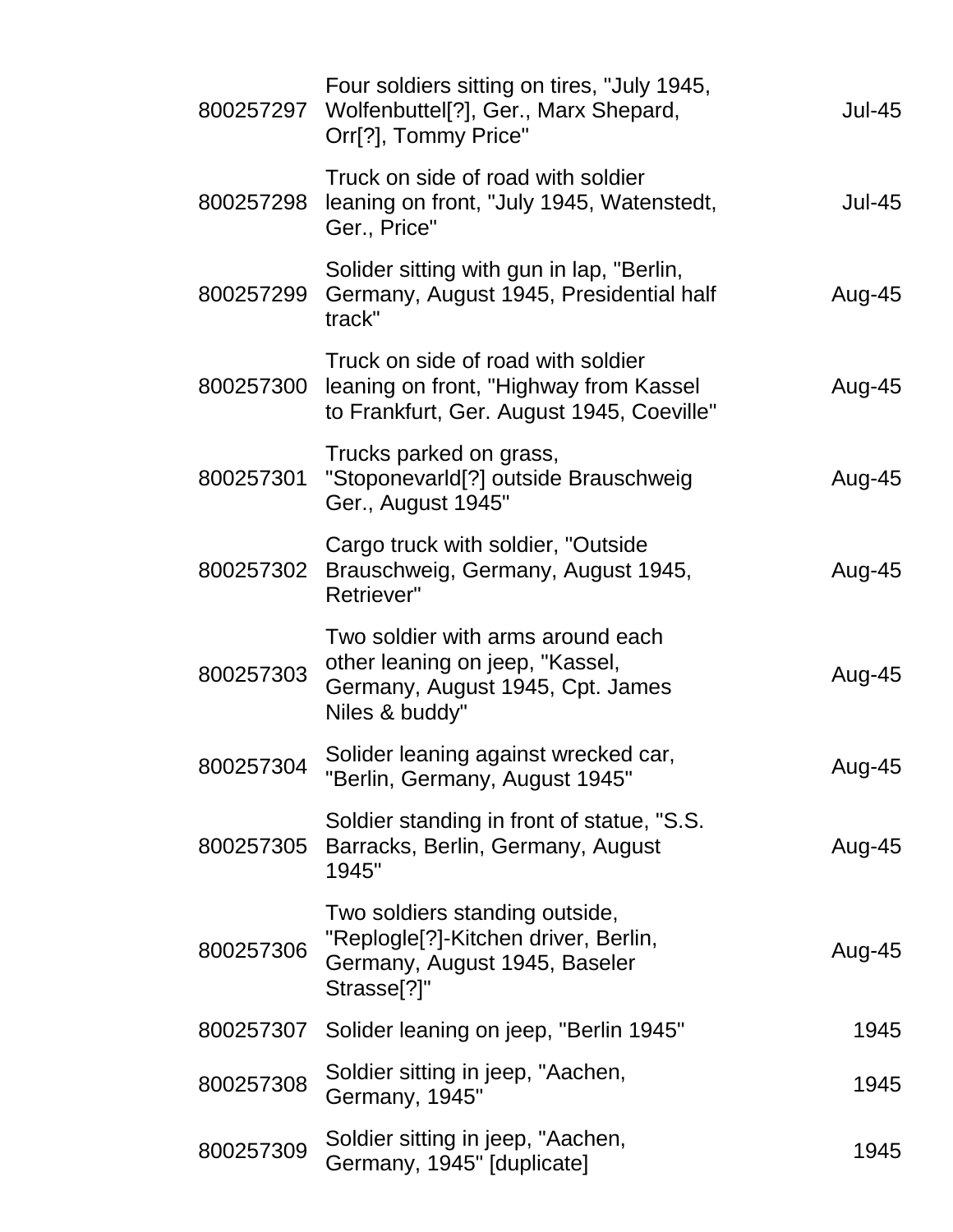| | | |
|---|---|---|
| 800257297 | Four soldiers sitting on tires, "July 1945, Wolfenbuttel[?], Ger., Marx Shepard, Orr[?], Tommy Price" | Jul-45 |
| 800257298 | Truck on side of road with soldier leaning on front, "July 1945, Watenstedt, Ger., Price" | Jul-45 |
| 800257299 | Solider sitting with gun in lap, "Berlin, Germany, August 1945, Presidential half track" | Aug-45 |
| 800257300 | Truck on side of road with soldier leaning on front, "Highway from Kassel to Frankfurt, Ger. August 1945, Coeville" | Aug-45 |
| 800257301 | Trucks parked on grass, "Stoponevarld[?] outside Brauschweig Ger., August 1945" | Aug-45 |
| 800257302 | Cargo truck with soldier, "Outside Brauschweig, Germany, August 1945, Retriever" | Aug-45 |
| 800257303 | Two soldier with arms around each other leaning on jeep, "Kassel, Germany, August 1945, Cpt. James Niles & buddy" | Aug-45 |
| 800257304 | Solider leaning against wrecked car, "Berlin, Germany, August 1945" | Aug-45 |
| 800257305 | Soldier standing in front of statue, "S.S. Barracks, Berlin, Germany, August 1945" | Aug-45 |
| 800257306 | Two soldiers standing outside, "Replogle[?]-Kitchen driver, Berlin, Germany, August 1945, Baseler Strasse[?]" | Aug-45 |
| 800257307 | Solider leaning on jeep, "Berlin 1945" | 1945 |
| 800257308 | Soldier sitting in jeep, "Aachen, Germany, 1945" | 1945 |
| 800257309 | Soldier sitting in jeep, "Aachen, Germany, 1945" [duplicate] | 1945 |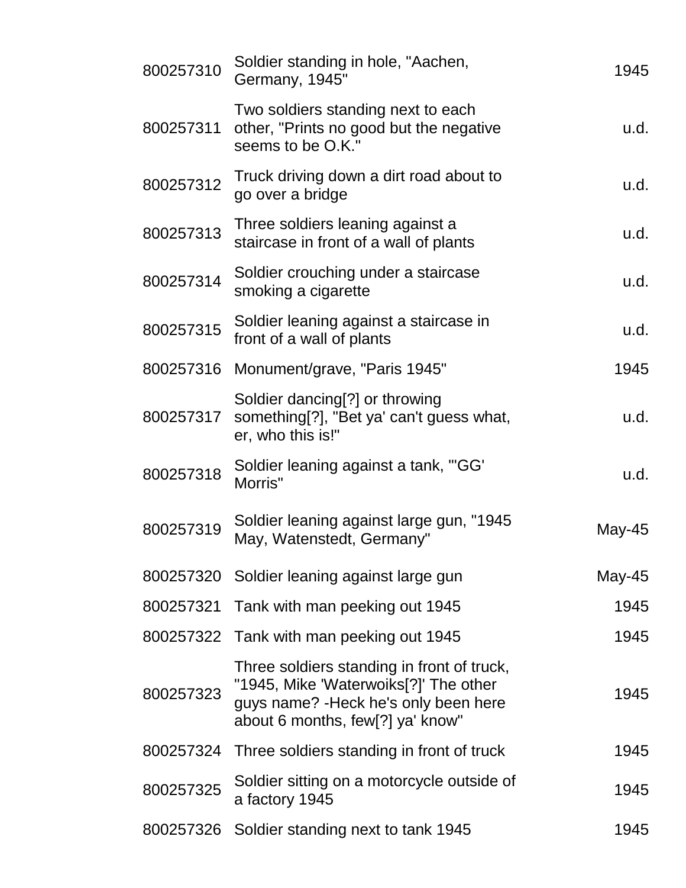| | | |
|---|---|---|
| 800257310 | Soldier standing in hole, "Aachen, Germany, 1945" | 1945 |
| 800257311 | Two soldiers standing next to each other, "Prints no good but the negative seems to be O.K." | u.d. |
| 800257312 | Truck driving down a dirt road about to go over a bridge | u.d. |
| 800257313 | Three soldiers leaning against a staircase in front of a wall of plants | u.d. |
| 800257314 | Soldier crouching under a staircase smoking a cigarette | u.d. |
| 800257315 | Soldier leaning against a staircase in front of a wall of plants | u.d. |
| 800257316 | Monument/grave, "Paris 1945" | 1945 |
| 800257317 | Soldier dancing[?] or throwing something[?], "Bet ya' can't guess what, er, who this is!" | u.d. |
| 800257318 | Soldier leaning against a tank, "'GG' Morris" | u.d. |
| 800257319 | Soldier leaning against large gun, "1945 May, Watenstedt, Germany" | May-45 |
| 800257320 | Soldier leaning against large gun | May-45 |
| 800257321 | Tank with man peeking out 1945 | 1945 |
| 800257322 | Tank with man peeking out 1945 | 1945 |
| 800257323 | Three soldiers standing in front of truck, "1945, Mike 'Waterwoiks[?]' The other guys name? -Heck he's only been here about 6 months, few[?] ya' know" | 1945 |
| 800257324 | Three soldiers standing in front of truck | 1945 |
| 800257325 | Soldier sitting on a motorcycle outside of a factory 1945 | 1945 |
| 800257326 | Soldier standing next to tank 1945 | 1945 |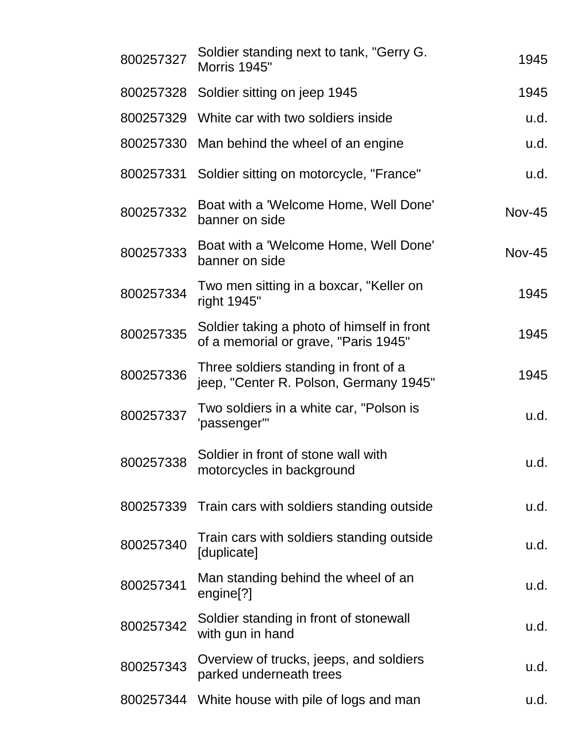| | | |
|---|---|---|
| 800257327 | Soldier standing next to tank, "Gerry G. Morris 1945" | 1945 |
| 800257328 | Soldier sitting on jeep 1945 | 1945 |
| 800257329 | White car with two soldiers inside | u.d. |
| 800257330 | Man behind the wheel of an engine | u.d. |
| 800257331 | Soldier sitting on motorcycle, "France" | u.d. |
| 800257332 | Boat with a 'Welcome Home, Well Done' banner on side | Nov-45 |
| 800257333 | Boat with a 'Welcome Home, Well Done' banner on side | Nov-45 |
| 800257334 | Two men sitting in a boxcar, "Keller on right 1945" | 1945 |
| 800257335 | Soldier taking a photo of himself in front of a memorial or grave, "Paris 1945" | 1945 |
| 800257336 | Three soldiers standing in front of a jeep, "Center R. Polson, Germany 1945" | 1945 |
| 800257337 | Two soldiers in a white car, "Polson is 'passenger'" | u.d. |
| 800257338 | Soldier in front of stone wall with motorcycles in background | u.d. |
| 800257339 | Train cars with soldiers standing outside | u.d. |
| 800257340 | Train cars with soldiers standing outside [duplicate] | u.d. |
| 800257341 | Man standing behind the wheel of an engine[?] | u.d. |
| 800257342 | Soldier standing in front of stonewall with gun in hand | u.d. |
| 800257343 | Overview of trucks, jeeps, and soldiers parked underneath trees | u.d. |
| 800257344 | White house with pile of logs and man | u.d. |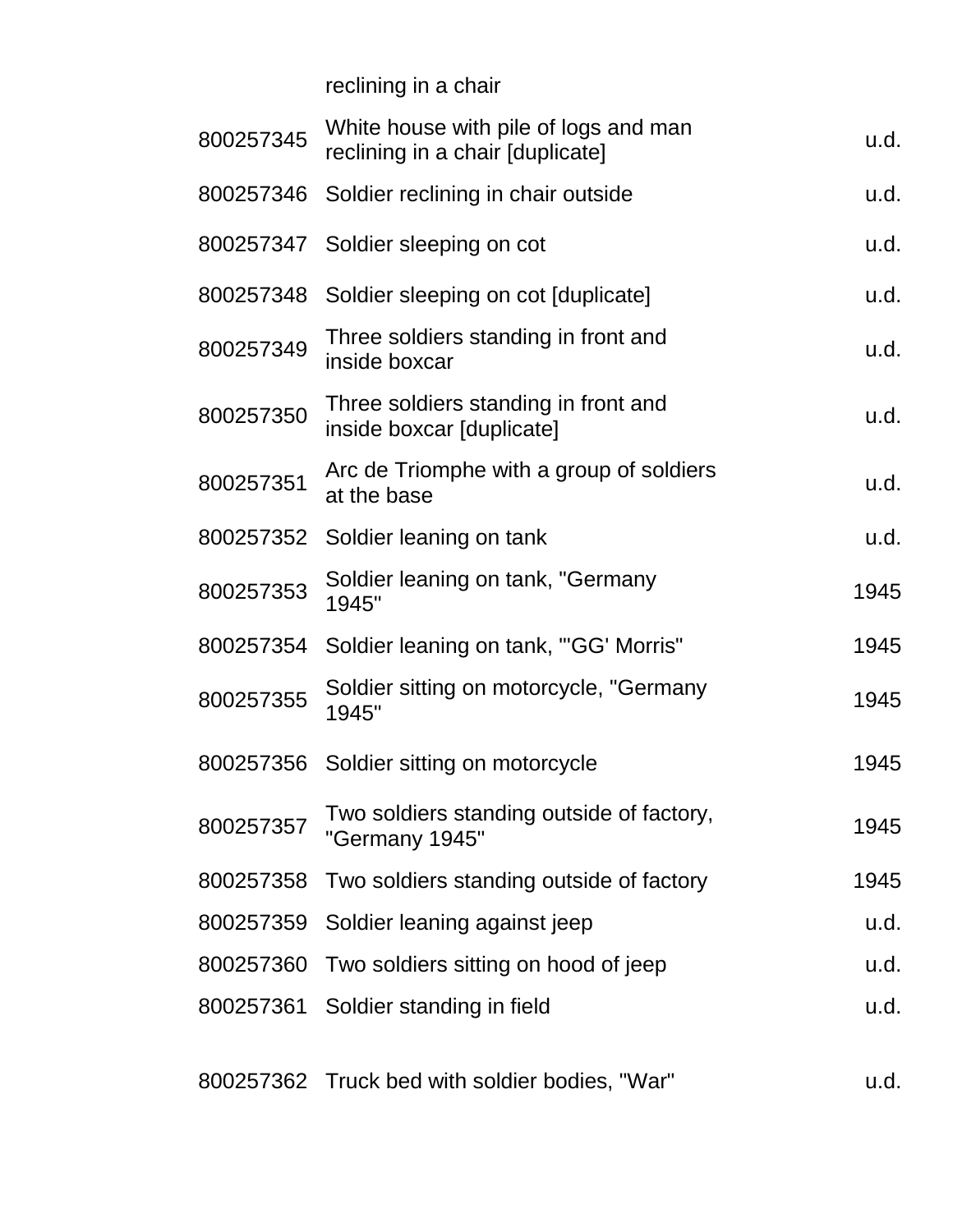|  | reclining in a chair |  |
| --- | --- | --- |
| 800257345 | White house with pile of logs and man reclining in a chair [duplicate] | u.d. |
| 800257346 | Soldier reclining in chair outside | u.d. |
| 800257347 | Soldier sleeping on cot | u.d. |
| 800257348 | Soldier sleeping on cot [duplicate] | u.d. |
| 800257349 | Three soldiers standing in front and inside boxcar | u.d. |
| 800257350 | Three soldiers standing in front and inside boxcar [duplicate] | u.d. |
| 800257351 | Arc de Triomphe with a group of soldiers at the base | u.d. |
| 800257352 | Soldier leaning on tank | u.d. |
| 800257353 | Soldier leaning on tank, "Germany 1945" | 1945 |
| 800257354 | Soldier leaning on tank, "'GG' Morris" | 1945 |
| 800257355 | Soldier sitting on motorcycle, "Germany 1945" | 1945 |
| 800257356 | Soldier sitting on motorcycle | 1945 |
| 800257357 | Two soldiers standing outside of factory, "Germany 1945" | 1945 |
| 800257358 | Two soldiers standing outside of factory | 1945 |
| 800257359 | Soldier leaning against jeep | u.d. |
| 800257360 | Two soldiers sitting on hood of jeep | u.d. |
| 800257361 | Soldier standing in field | u.d. |
| 800257362 | Truck bed with soldier bodies, "War" | u.d. |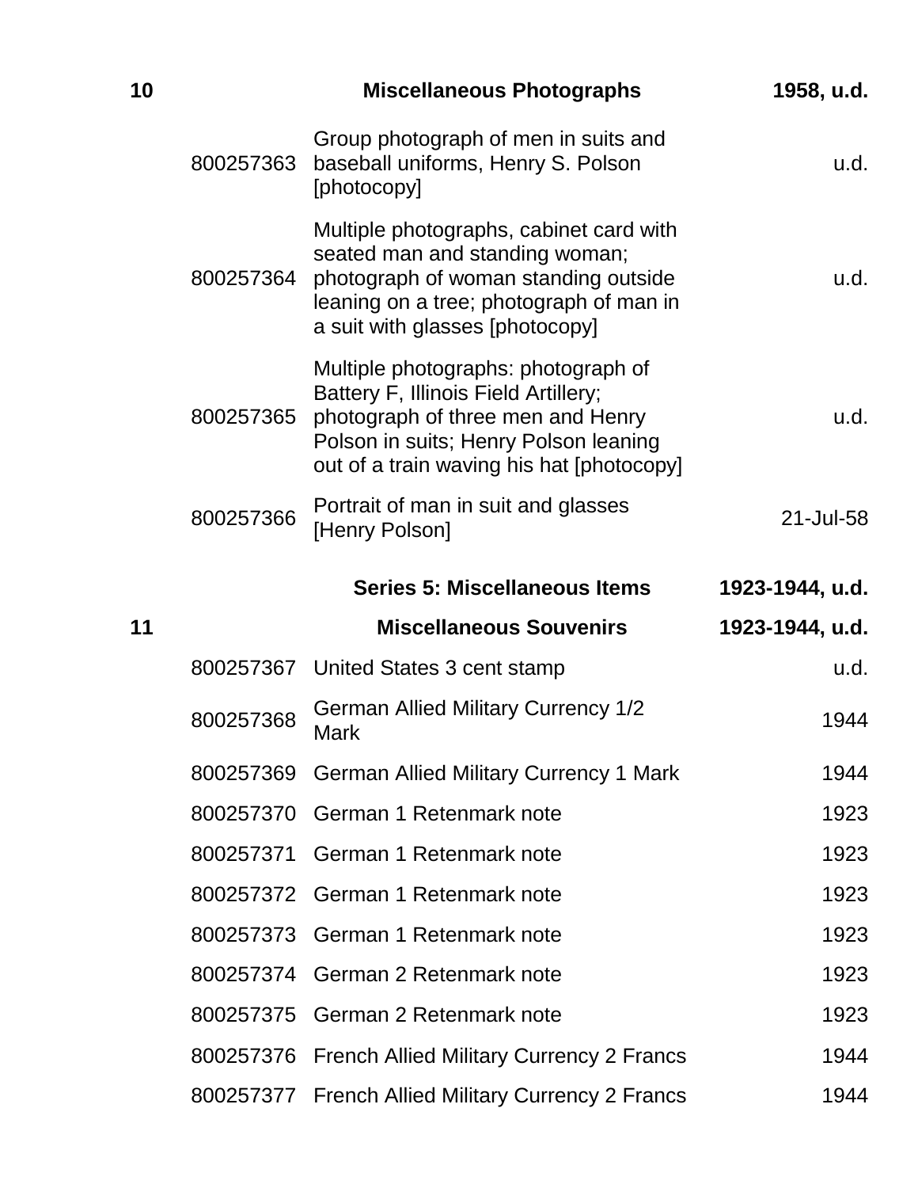| Box | Item ID | Description | Date |
|---|---|---|---|
| **10** | | **Miscellaneous Photographs** | **1958, u.d.** |
| | 800257363 | Group photograph of men in suits and baseball uniforms, Henry S. Polson [photocopy] | u.d. |
| | 800257364 | Multiple photographs, cabinet card with seated man and standing woman; photograph of woman standing outside leaning on a tree; photograph of man in a suit with glasses [photocopy] | u.d. |
| | 800257365 | Multiple photographs: photograph of Battery F, Illinois Field Artillery; photograph of three men and Henry Polson in suits; Henry Polson leaning out of a train waving his hat [photocopy] | u.d. |
| | 800257366 | Portrait of man in suit and glasses [Henry Polson] | 21-Jul-58 |
| | | **Series 5: Miscellaneous Items** | **1923-1944, u.d.** |
| **11** | | **Miscellaneous Souvenirs** | **1923-1944, u.d.** |
| | 800257367 | United States 3 cent stamp | u.d. |
| | 800257368 | German Allied Military Currency 1/2 Mark | 1944 |
| | 800257369 | German Allied Military Currency 1 Mark | 1944 |
| | 800257370 | German 1 Retenmark note | 1923 |
| | 800257371 | German 1 Retenmark note | 1923 |
| | 800257372 | German 1 Retenmark note | 1923 |
| | 800257373 | German 1 Retenmark note | 1923 |
| | 800257374 | German 2 Retenmark note | 1923 |
| | 800257375 | German 2 Retenmark note | 1923 |
| | 800257376 | French Allied Military Currency 2 Francs | 1944 |
| | 800257377 | French Allied Military Currency 2 Francs | 1944 |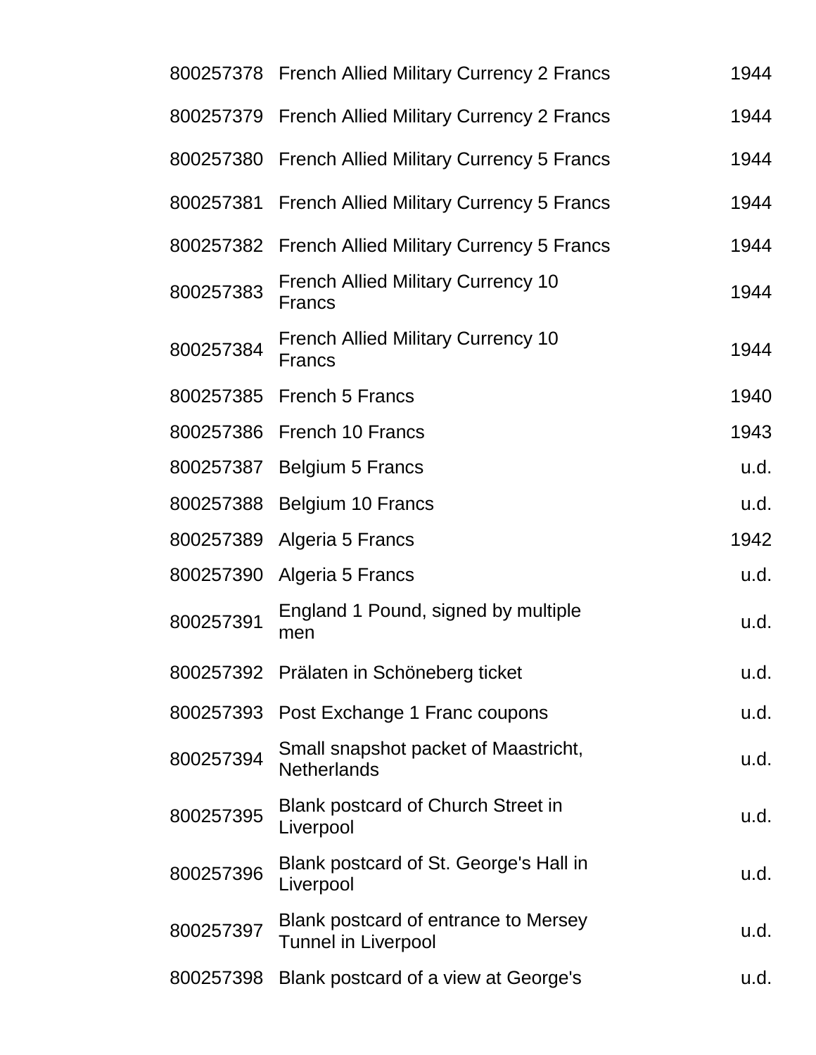| | | |
|---|---|---|
| 800257378 | French Allied Military Currency 2 Francs | 1944 |
| 800257379 | French Allied Military Currency 2 Francs | 1944 |
| 800257380 | French Allied Military Currency 5 Francs | 1944 |
| 800257381 | French Allied Military Currency 5 Francs | 1944 |
| 800257382 | French Allied Military Currency 5 Francs | 1944 |
| 800257383 | French Allied Military Currency 10 Francs | 1944 |
| 800257384 | French Allied Military Currency 10 Francs | 1944 |
| 800257385 | French 5 Francs | 1940 |
| 800257386 | French 10 Francs | 1943 |
| 800257387 | Belgium 5 Francs | u.d. |
| 800257388 | Belgium 10 Francs | u.d. |
| 800257389 | Algeria 5 Francs | 1942 |
| 800257390 | Algeria 5 Francs | u.d. |
| 800257391 | England 1 Pound, signed by multiple men | u.d. |
| 800257392 | Prälaten in Schöneberg ticket | u.d. |
| 800257393 | Post Exchange 1 Franc coupons | u.d. |
| 800257394 | Small snapshot packet of Maastricht, Netherlands | u.d. |
| 800257395 | Blank postcard of Church Street in Liverpool | u.d. |
| 800257396 | Blank postcard of St. George's Hall in Liverpool | u.d. |
| 800257397 | Blank postcard of entrance to Mersey Tunnel in Liverpool | u.d. |
| 800257398 | Blank postcard of a view at George's | u.d. |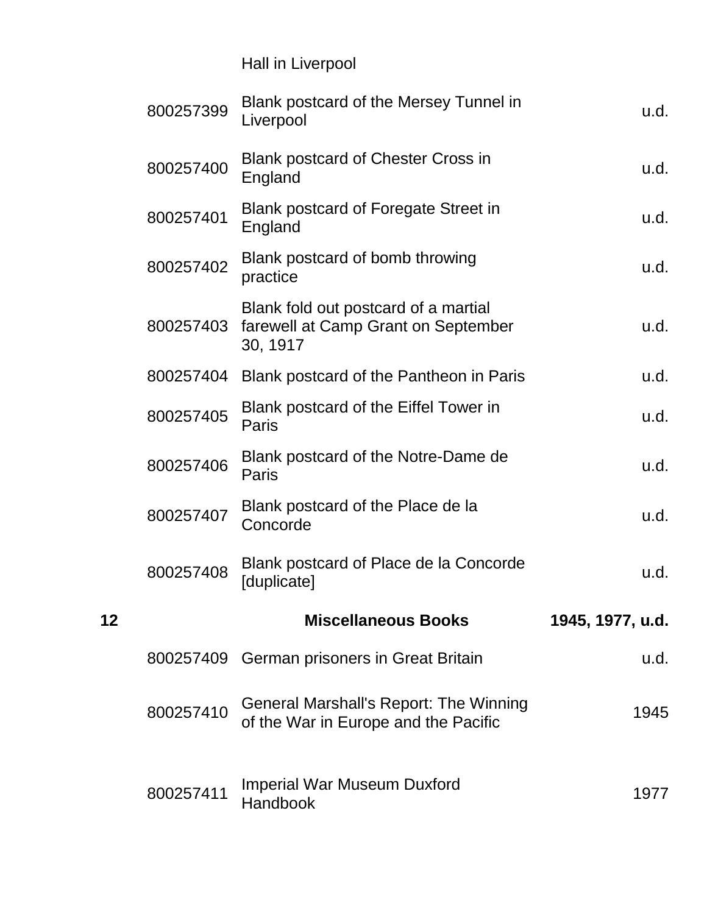| | | | |
|---|---|---|---|
| | | Hall in Liverpool | |
| | 800257399 | Blank postcard of the Mersey Tunnel in Liverpool | u.d. |
| | 800257400 | Blank postcard of Chester Cross in England | u.d. |
| | 800257401 | Blank postcard of Foregate Street in England | u.d. |
| | 800257402 | Blank postcard of bomb throwing practice | u.d. |
| | 800257403 | Blank fold out postcard of a martial farewell at Camp Grant on September 30, 1917 | u.d. |
| | 800257404 | Blank postcard of the Pantheon in Paris | u.d. |
| | 800257405 | Blank postcard of the Eiffel Tower in Paris | u.d. |
| | 800257406 | Blank postcard of the Notre-Dame de Paris | u.d. |
| | 800257407 | Blank postcard of the Place de la Concorde | u.d. |
| | 800257408 | Blank postcard of Place de la Concorde [duplicate] | u.d. |
| **12** | | **Miscellaneous Books** | **1945, 1977, u.d.** |
| | 800257409 | German prisoners in Great Britain | u.d. |
| | 800257410 | General Marshall's Report: The Winning of the War in Europe and the Pacific | 1945 |
| | 800257411 | Imperial War Museum Duxford Handbook | 1977 |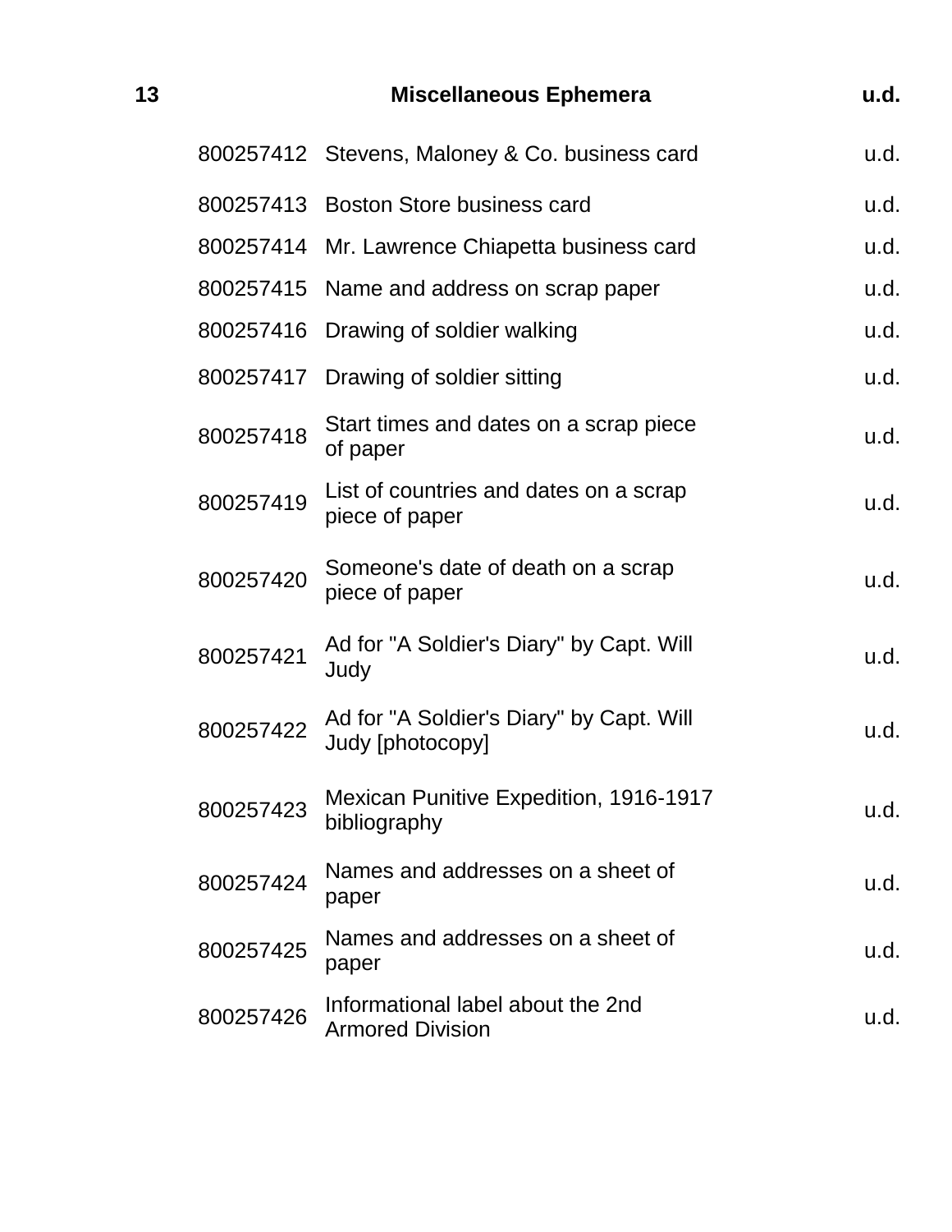| 13 | Miscellaneous Ephemera | u.d. |
|---|---|---|
| 800257412 | Stevens, Maloney & Co. business card | u.d. |
| 800257413 | Boston Store business card | u.d. |
| 800257414 | Mr. Lawrence Chiapetta business card | u.d. |
| 800257415 | Name and address on scrap paper | u.d. |
| 800257416 | Drawing of soldier walking | u.d. |
| 800257417 | Drawing of soldier sitting | u.d. |
| 800257418 | Start times and dates on a scrap piece of paper | u.d. |
| 800257419 | List of countries and dates on a scrap piece of paper | u.d. |
| 800257420 | Someone's date of death on a scrap piece of paper | u.d. |
| 800257421 | Ad for "A Soldier's Diary" by Capt. Will Judy | u.d. |
| 800257422 | Ad for "A Soldier's Diary" by Capt. Will Judy [photocopy] | u.d. |
| 800257423 | Mexican Punitive Expedition, 1916-1917 bibliography | u.d. |
| 800257424 | Names and addresses on a sheet of paper | u.d. |
| 800257425 | Names and addresses on a sheet of paper | u.d. |
| 800257426 | Informational label about the 2nd Armored Division | u.d. |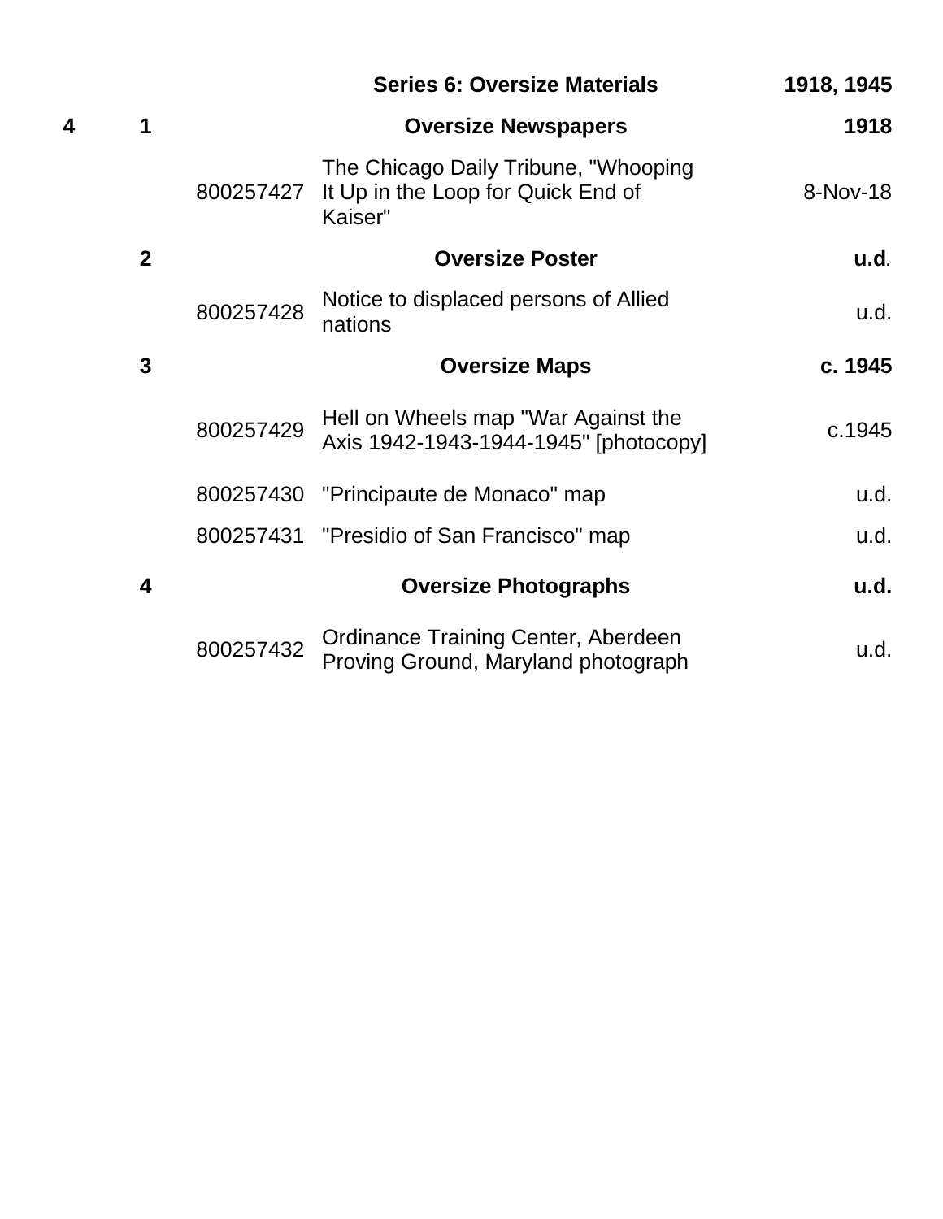| | | | | |
|---|---|---|---|---|
| | | | **Series 6: Oversize Materials** | **1918, 1945** |
| **4** | **1** | | **Oversize Newspapers** | **1918** |
| | | 800257427 | The Chicago Daily Tribune, "Whooping It Up in the Loop for Quick End of Kaiser" | 8-Nov-18 |
| | **2** | | **Oversize Poster** | **u.d.** |
| | | 800257428 | Notice to displaced persons of Allied nations | u.d. |
| | **3** | | **Oversize Maps** | **c. 1945** |
| | | 800257429 | Hell on Wheels map "War Against the Axis 1942-1943-1944-1945" [photocopy] | c.1945 |
| | | 800257430 | "Principaute de Monaco" map | u.d. |
| | | 800257431 | "Presidio of San Francisco" map | u.d. |
| | **4** | | **Oversize Photographs** | **u.d.** |
| | | 800257432 | Ordinance Training Center, Aberdeen Proving Ground, Maryland photograph | u.d. |